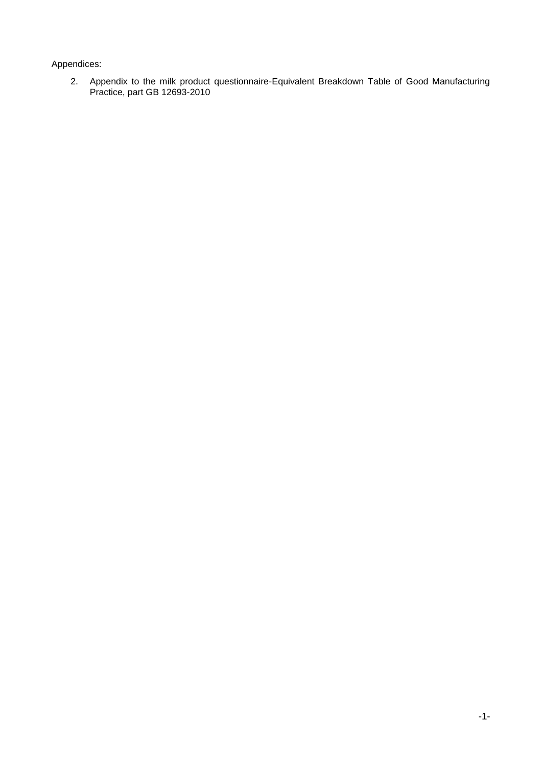Appendices:

2. Appendix to the milk product questionnaire-Equivalent Breakdown Table of Good Manufacturing Practice, part GB 12693-2010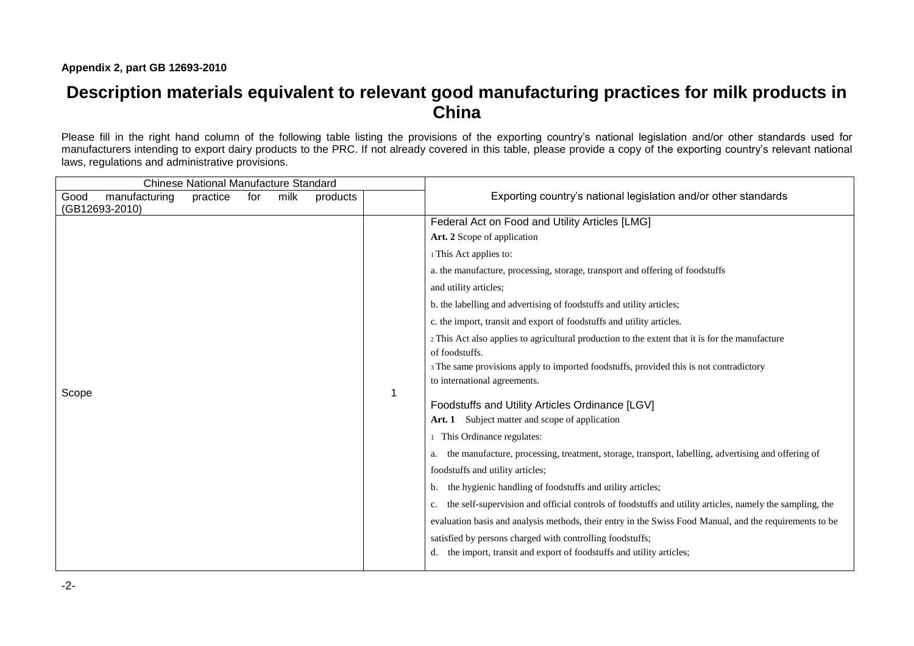**Appendix 2, part GB 12693-2010**

# Description materials equivalent to relevant good manufacturing practices for milk products in China

Please fill in the right hand column of the following table listing the provisions of the exporting country's national legislation and/or other standards used for manufacturers intending to export dairy products to the PRC. If not already covered in this table, please provide a copy of the exporting country's relevant national laws, regulations and administrative provisions.

| Chinese National Manufacture Standard | | Exporting country's national legislation and/or other standards |
|---|---|---|
| Good manufacturing practice for milk products (GB12693-2010) | | |
| Scope | 1 | Federal Act on Food and Utility Articles [LMG]<br>**Art. 2** Scope of application<br>1 This Act applies to:<br>a. the manufacture, processing, storage, transport and offering of foodstuffs and utility articles;<br>b. the labelling and advertising of foodstuffs and utility articles;<br>c. the import, transit and export of foodstuffs and utility articles.<br>2 This Act also applies to agricultural production to the extent that it is for the manufacture of foodstuffs.<br>3 The same provisions apply to imported foodstuffs, provided this is not contradictory to international agreements.<br><br>Foodstuffs and Utility Articles Ordinance [LGV]<br>**Art. 1** Subject matter and scope of application<br>1 This Ordinance regulates:<br>a. the manufacture, processing, treatment, storage, transport, labelling, advertising and offering of foodstuffs and utility articles;<br>b. the hygienic handling of foodstuffs and utility articles;<br>c. the self-supervision and official controls of foodstuffs and utility articles, namely the sampling, the evaluation basis and analysis methods, their entry in the Swiss Food Manual, and the requirements to be satisfied by persons charged with controlling foodstuffs;<br>d. the import, transit and export of foodstuffs and utility articles; |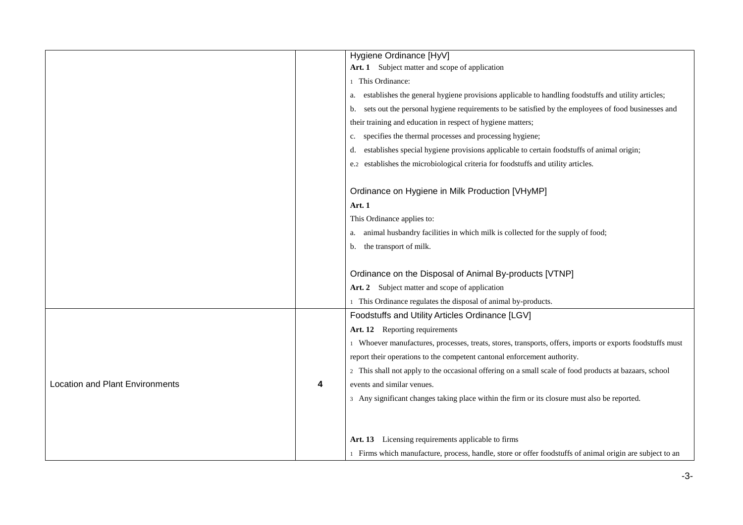| | | |
|---|---|---|
| | | Hygiene Ordinance [HyV]<br>**Art. 1** Subject matter and scope of application<br>1 This Ordinance:<br>a. establishes the general hygiene provisions applicable to handling foodstuffs and utility articles;<br>b. sets out the personal hygiene requirements to be satisfied by the employees of food businesses and their training and education in respect of hygiene matters;<br>c. specifies the thermal processes and processing hygiene;<br>d. establishes special hygiene provisions applicable to certain foodstuffs of animal origin;<br>e.2 establishes the microbiological criteria for foodstuffs and utility articles.<br><br>Ordinance on Hygiene in Milk Production [VHyMP]<br>**Art. 1**<br>This Ordinance applies to:<br>a. animal husbandry facilities in which milk is collected for the supply of food;<br>b. the transport of milk.<br><br>Ordinance on the Disposal of Animal By-products [VTNP]<br>**Art. 2** Subject matter and scope of application<br>1 This Ordinance regulates the disposal of animal by-products. |
| Location and Plant Environments | **4** | Foodstuffs and Utility Articles Ordinance [LGV]<br>**Art. 12** Reporting requirements<br>1 Whoever manufactures, processes, treats, stores, transports, offers, imports or exports foodstuffs must report their operations to the competent cantonal enforcement authority.<br>2 This shall not apply to the occasional offering on a small scale of food products at bazaars, school events and similar venues.<br>3 Any significant changes taking place within the firm or its closure must also be reported.<br><br>**Art. 13** Licensing requirements applicable to firms<br>1 Firms which manufacture, process, handle, store or offer foodstuffs of animal origin are subject to an |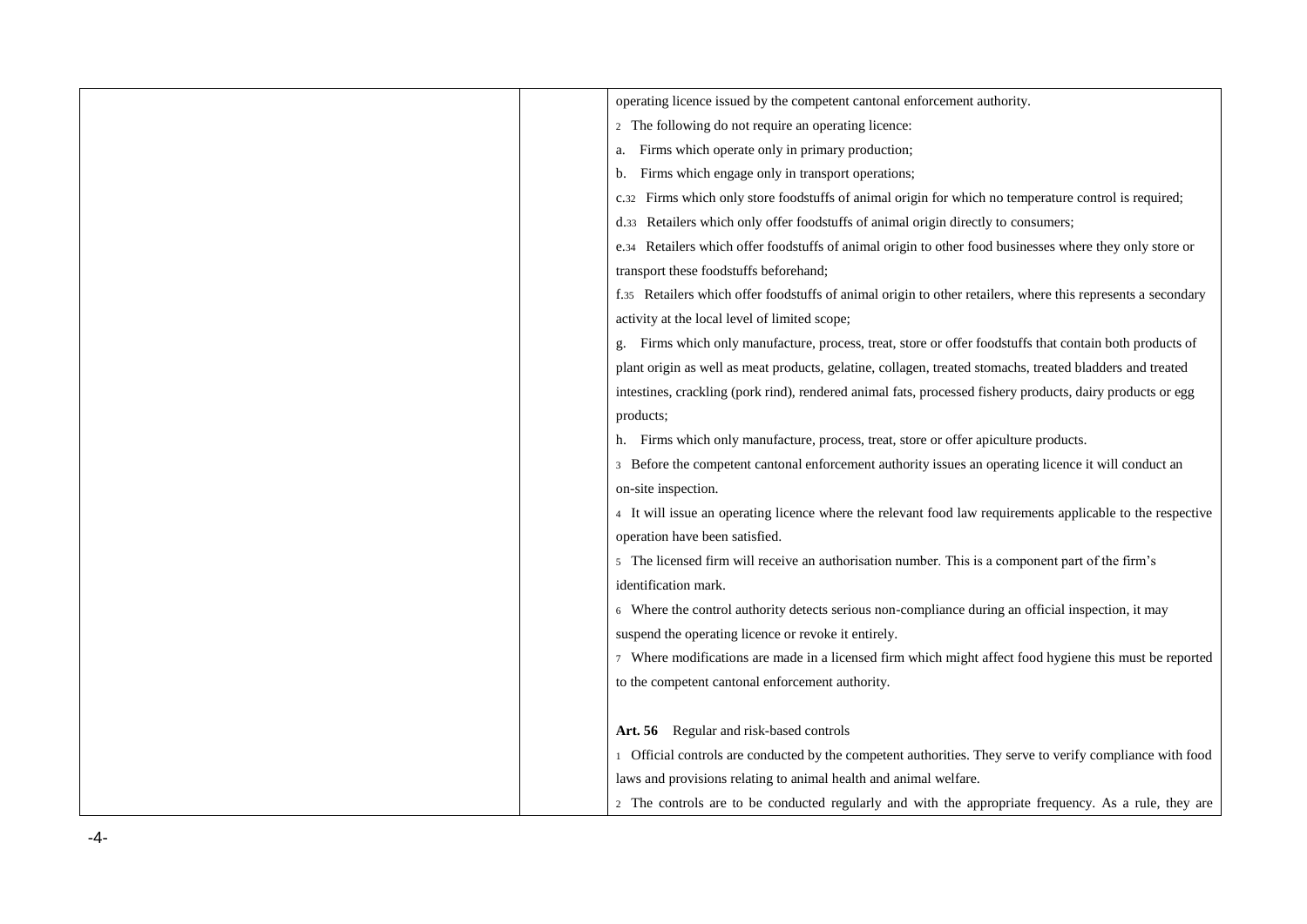operating licence issued by the competent cantonal enforcement authority.

[2] The following do not require an operating licence:

a. Firms which operate only in primary production;

b. Firms which engage only in transport operations;

c.[32] Firms which only store foodstuffs of animal origin for which no temperature control is required;

d.[33] Retailers which only offer foodstuffs of animal origin directly to consumers;

e.[34] Retailers which offer foodstuffs of animal origin to other food businesses where they only store or transport these foodstuffs beforehand;

f.[35] Retailers which offer foodstuffs of animal origin to other retailers, where this represents a secondary activity at the local level of limited scope;

g. Firms which only manufacture, process, treat, store or offer foodstuffs that contain both products of plant origin as well as meat products, gelatine, collagen, treated stomachs, treated bladders and treated intestines, crackling (pork rind), rendered animal fats, processed fishery products, dairy products or egg products;

h. Firms which only manufacture, process, treat, store or offer apiculture products.

[3] Before the competent cantonal enforcement authority issues an operating licence it will conduct an on-site inspection.

[4] It will issue an operating licence where the relevant food law requirements applicable to the respective operation have been satisfied.

[5] The licensed firm will receive an authorisation number. This is a component part of the firm's identification mark.

[6] Where the control authority detects serious non-compliance during an official inspection, it may suspend the operating licence or revoke it entirely.

[7] Where modifications are made in a licensed firm which might affect food hygiene this must be reported to the competent cantonal enforcement authority.

**Art. 56** Regular and risk-based controls

[1] Official controls are conducted by the competent authorities. They serve to verify compliance with food laws and provisions relating to animal health and animal welfare.

[2] The controls are to be conducted regularly and with the appropriate frequency. As a rule, they are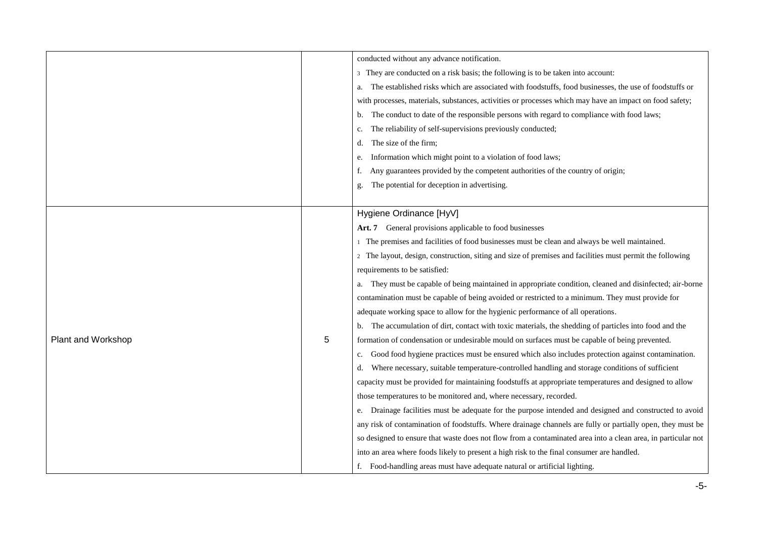| | | |
|---|---|---|
| | | conducted without any advance notification.<br>3 They are conducted on a risk basis; the following is to be taken into account:<br>a. The established risks which are associated with foodstuffs, food businesses, the use of foodstuffs or with processes, materials, substances, activities or processes which may have an impact on food safety;<br>b. The conduct to date of the responsible persons with regard to compliance with food laws;<br>c. The reliability of self-supervisions previously conducted;<br>d. The size of the firm;<br>e. Information which might point to a violation of food laws;<br>f. Any guarantees provided by the competent authorities of the country of origin;<br>g. The potential for deception in advertising. |
| Plant and Workshop | 5 | Hygiene Ordinance [HyV]<br>**Art. 7** General provisions applicable to food businesses<br>1 The premises and facilities of food businesses must be clean and always be well maintained.<br>2 The layout, design, construction, siting and size of premises and facilities must permit the following requirements to be satisfied:<br>a. They must be capable of being maintained in appropriate condition, cleaned and disinfected; air-borne contamination must be capable of being avoided or restricted to a minimum. They must provide for adequate working space to allow for the hygienic performance of all operations.<br>b. The accumulation of dirt, contact with toxic materials, the shedding of particles into food and the formation of condensation or undesirable mould on surfaces must be capable of being prevented.<br>c. Good food hygiene practices must be ensured which also includes protection against contamination.<br>d. Where necessary, suitable temperature-controlled handling and storage conditions of sufficient capacity must be provided for maintaining foodstuffs at appropriate temperatures and designed to allow those temperatures to be monitored and, where necessary, recorded.<br>e. Drainage facilities must be adequate for the purpose intended and designed and constructed to avoid any risk of contamination of foodstuffs. Where drainage channels are fully or partially open, they must be so designed to ensure that waste does not flow from a contaminated area into a clean area, in particular not into an area where foods likely to present a high risk to the final consumer are handled.<br>f. Food-handling areas must have adequate natural or artificial lighting. |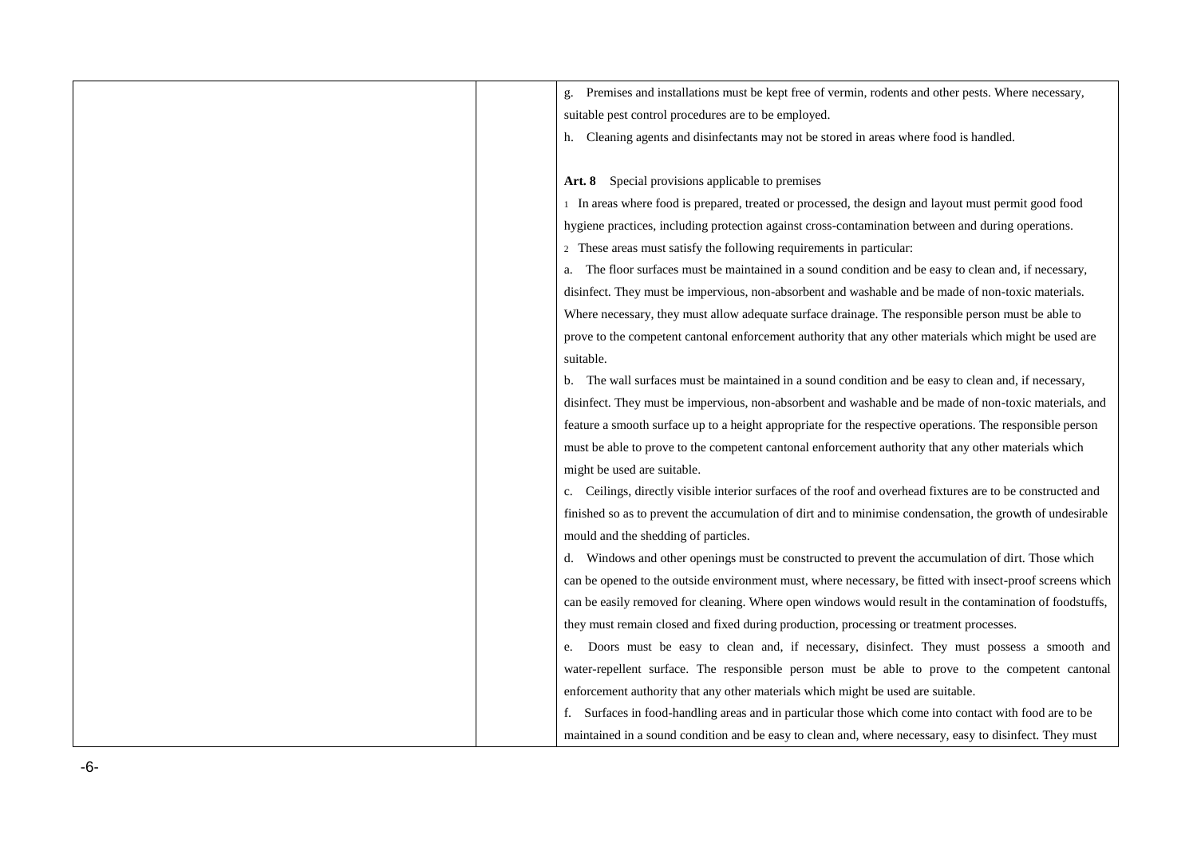g. Premises and installations must be kept free of vermin, rodents and other pests. Where necessary, suitable pest control procedures are to be employed.

h. Cleaning agents and disinfectants may not be stored in areas where food is handled.

**Art. 8** Special provisions applicable to premises

1 In areas where food is prepared, treated or processed, the design and layout must permit good food hygiene practices, including protection against cross-contamination between and during operations.

2 These areas must satisfy the following requirements in particular:

a. The floor surfaces must be maintained in a sound condition and be easy to clean and, if necessary, disinfect. They must be impervious, non-absorbent and washable and be made of non-toxic materials. Where necessary, they must allow adequate surface drainage. The responsible person must be able to prove to the competent cantonal enforcement authority that any other materials which might be used are suitable.

b. The wall surfaces must be maintained in a sound condition and be easy to clean and, if necessary, disinfect. They must be impervious, non-absorbent and washable and be made of non-toxic materials, and feature a smooth surface up to a height appropriate for the respective operations. The responsible person must be able to prove to the competent cantonal enforcement authority that any other materials which might be used are suitable.

c. Ceilings, directly visible interior surfaces of the roof and overhead fixtures are to be constructed and finished so as to prevent the accumulation of dirt and to minimise condensation, the growth of undesirable mould and the shedding of particles.

d. Windows and other openings must be constructed to prevent the accumulation of dirt. Those which can be opened to the outside environment must, where necessary, be fitted with insect-proof screens which can be easily removed for cleaning. Where open windows would result in the contamination of foodstuffs, they must remain closed and fixed during production, processing or treatment processes.

e. Doors must be easy to clean and, if necessary, disinfect. They must possess a smooth and water-repellent surface. The responsible person must be able to prove to the competent cantonal enforcement authority that any other materials which might be used are suitable.

f. Surfaces in food-handling areas and in particular those which come into contact with food are to be maintained in a sound condition and be easy to clean and, where necessary, easy to disinfect. They must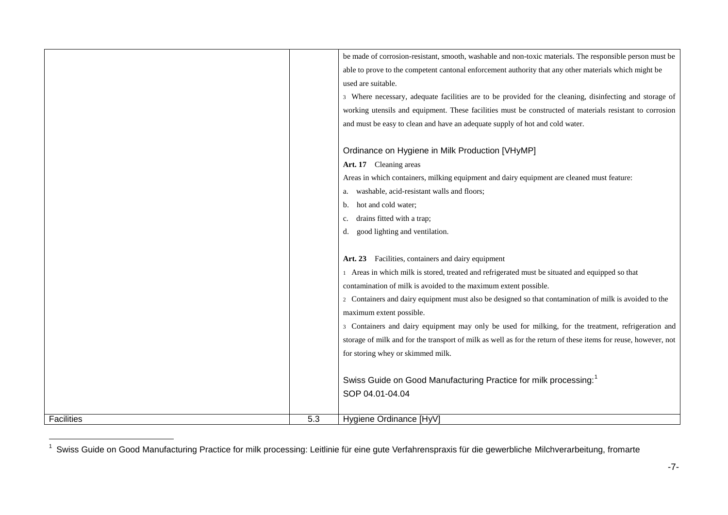| | | |
|---|---|---|
| | | be made of corrosion-resistant, smooth, washable and non-toxic materials. The responsible person must be able to prove to the competent cantonal enforcement authority that any other materials which might be used are suitable.<br>3 Where necessary, adequate facilities are to be provided for the cleaning, disinfecting and storage of working utensils and equipment. These facilities must be constructed of materials resistant to corrosion and must be easy to clean and have an adequate supply of hot and cold water.<br><br>Ordinance on Hygiene in Milk Production [VHyMP]<br>**Art. 17** Cleaning areas<br>Areas in which containers, milking equipment and dairy equipment are cleaned must feature:<br>a. washable, acid-resistant walls and floors;<br>b. hot and cold water;<br>c. drains fitted with a trap;<br>d. good lighting and ventilation.<br><br>**Art. 23** Facilities, containers and dairy equipment<br>1 Areas in which milk is stored, treated and refrigerated must be situated and equipped so that contamination of milk is avoided to the maximum extent possible.<br>2 Containers and dairy equipment must also be designed so that contamination of milk is avoided to the maximum extent possible.<br>3 Containers and dairy equipment may only be used for milking, for the treatment, refrigeration and storage of milk and for the transport of milk as well as for the return of these items for reuse, however, not for storing whey or skimmed milk.<br><br>Swiss Guide on Good Manufacturing Practice for milk processing:[1]<br>SOP 04.01-04.04 |
| Facilities | 5.3 | Hygiene Ordinance [HyV] |

[1] Swiss Guide on Good Manufacturing Practice for milk processing: Leitlinie für eine gute Verfahrenspraxis für die gewerbliche Milchverarbeitung, fromarte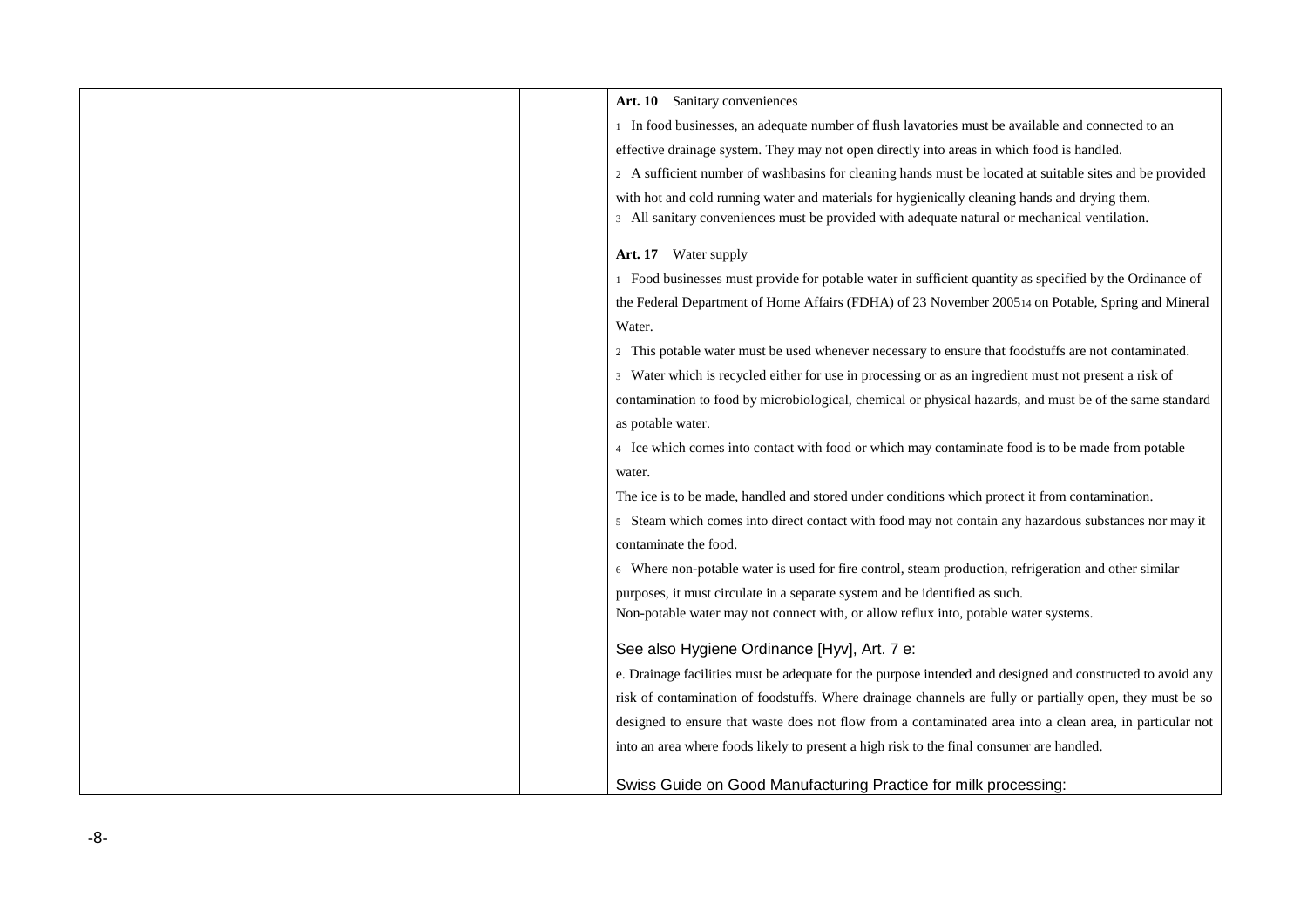| | | **Art. 10** Sanitary conveniences<br><br>1 In food businesses, an adequate number of flush lavatories must be available and connected to an effective drainage system. They may not open directly into areas in which food is handled.<br><br>2 A sufficient number of washbasins for cleaning hands must be located at suitable sites and be provided with hot and cold running water and materials for hygienically cleaning hands and drying them.<br><br>3 All sanitary conveniences must be provided with adequate natural or mechanical ventilation.<br><br>**Art. 17** Water supply<br><br>1 Food businesses must provide for potable water in sufficient quantity as specified by the Ordinance of the Federal Department of Home Affairs (FDHA) of 23 November 2005[14] on Potable, Spring and Mineral Water.<br><br>2 This potable water must be used whenever necessary to ensure that foodstuffs are not contaminated.<br><br>3 Water which is recycled either for use in processing or as an ingredient must not present a risk of contamination to food by microbiological, chemical or physical hazards, and must be of the same standard as potable water.<br><br>4 Ice which comes into contact with food or which may contaminate food is to be made from potable water.<br><br>The ice is to be made, handled and stored under conditions which protect it from contamination.<br><br>5 Steam which comes into direct contact with food may not contain any hazardous substances nor may it contaminate the food.<br><br>6 Where non-potable water is used for fire control, steam production, refrigeration and other similar purposes, it must circulate in a separate system and be identified as such.<br><br>Non-potable water may not connect with, or allow reflux into, potable water systems.<br><br>See also Hygiene Ordinance [Hyv], Art. 7 e:<br><br>e. Drainage facilities must be adequate for the purpose intended and designed and constructed to avoid any risk of contamination of foodstuffs. Where drainage channels are fully or partially open, they must be so designed to ensure that waste does not flow from a contaminated area into a clean area, in particular not into an area where foods likely to present a high risk to the final consumer are handled.<br><br>Swiss Guide on Good Manufacturing Practice for milk processing: |
|---|---|---|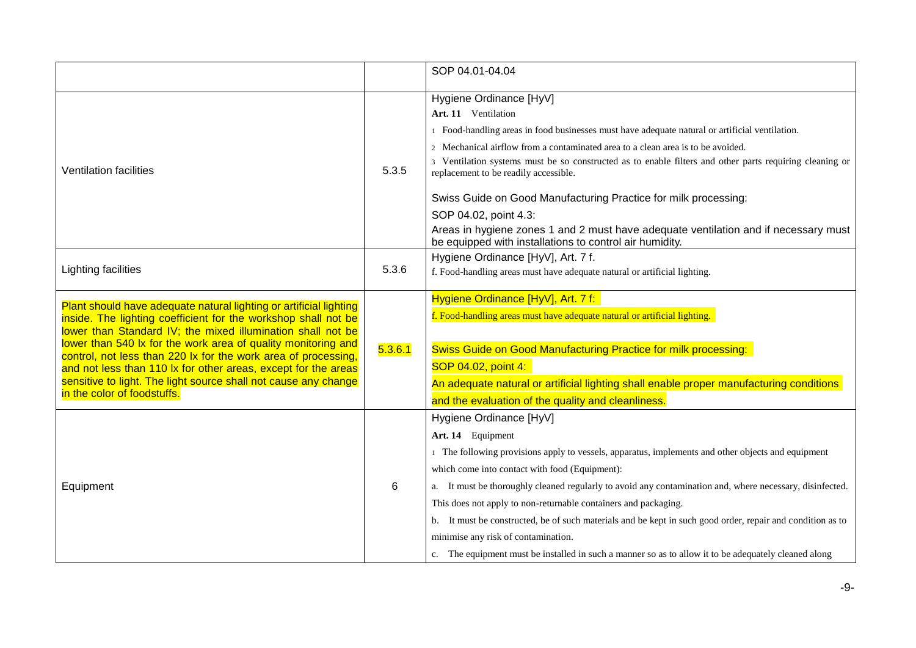| | | |
|---|---|---|
| | | SOP 04.01-04.04 |
| Ventilation facilities | 5.3.5 | Hygiene Ordinance [HyV]<br>**Art. 11** Ventilation<br>1 Food-handling areas in food businesses must have adequate natural or artificial ventilation.<br>2 Mechanical airflow from a contaminated area to a clean area is to be avoided.<br>3 Ventilation systems must be so constructed as to enable filters and other parts requiring cleaning or replacement to be readily accessible.<br><br>Swiss Guide on Good Manufacturing Practice for milk processing:<br>SOP 04.02, point 4.3:<br>Areas in hygiene zones 1 and 2 must have adequate ventilation and if necessary must be equipped with installations to control air humidity. |
| Lighting facilities | 5.3.6 | Hygiene Ordinance [HyV], Art. 7 f.<br>f. Food-handling areas must have adequate natural or artificial lighting. |
| Plant should have adequate natural lighting or artificial lighting inside. The lighting coefficient for the workshop shall not be lower than Standard IV; the mixed illumination shall not be lower than 540 lx for the work area of quality monitoring and control, not less than 220 lx for the work area of processing, and not less than 110 lx for other areas, except for the areas sensitive to light. The light source shall not cause any change in the color of foodstuffs. | 5.3.6.1 | Hygiene Ordinance [HyV], Art. 7 f:<br>f. Food-handling areas must have adequate natural or artificial lighting.<br><br>Swiss Guide on Good Manufacturing Practice for milk processing:<br>SOP 04.02, point 4:<br>An adequate natural or artificial lighting shall enable proper manufacturing conditions and the evaluation of the quality and cleanliness. |
| Equipment | 6 | Hygiene Ordinance [HyV]<br>**Art. 14** Equipment<br>1 The following provisions apply to vessels, apparatus, implements and other objects and equipment which come into contact with food (Equipment):<br>a. It must be thoroughly cleaned regularly to avoid any contamination and, where necessary, disinfected. This does not apply to non-returnable containers and packaging.<br>b. It must be constructed, be of such materials and be kept in such good order, repair and condition as to minimise any risk of contamination.<br>c. The equipment must be installed in such a manner so as to allow it to be adequately cleaned along |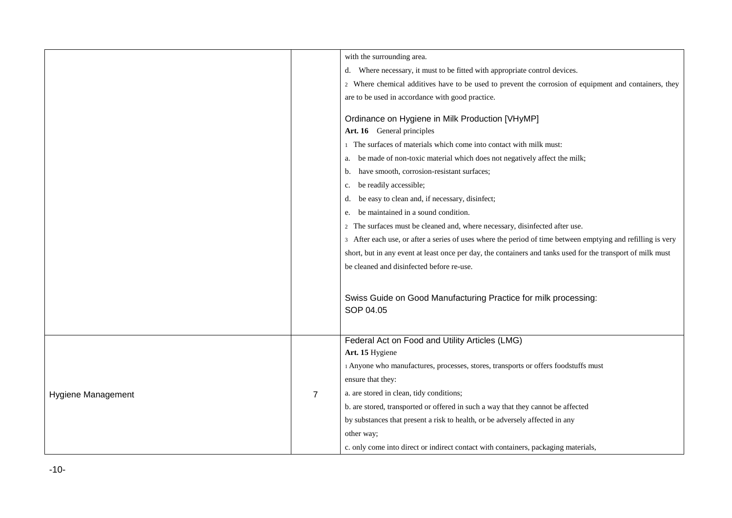| | | |
|---|---|---|
| | | with the surrounding area.<br>d. Where necessary, it must to be fitted with appropriate control devices.<br>2 Where chemical additives have to be used to prevent the corrosion of equipment and containers, they are to be used in accordance with good practice.<br><br>Ordinance on Hygiene in Milk Production [VHyMP]<br>**Art. 16** General principles<br>1 The surfaces of materials which come into contact with milk must:<br>a. be made of non-toxic material which does not negatively affect the milk;<br>b. have smooth, corrosion-resistant surfaces;<br>c. be readily accessible;<br>d. be easy to clean and, if necessary, disinfect;<br>e. be maintained in a sound condition.<br>2 The surfaces must be cleaned and, where necessary, disinfected after use.<br>3 After each use, or after a series of uses where the period of time between emptying and refilling is very short, but in any event at least once per day, the containers and tanks used for the transport of milk must be cleaned and disinfected before re-use.<br><br>Swiss Guide on Good Manufacturing Practice for milk processing: SOP 04.05 |
| Hygiene Management | 7 | Federal Act on Food and Utility Articles (LMG)<br>**Art. 15** Hygiene<br>1 Anyone who manufactures, processes, stores, transports or offers foodstuffs must ensure that they:<br>a. are stored in clean, tidy conditions;<br>b. are stored, transported or offered in such a way that they cannot be affected by substances that present a risk to health, or be adversely affected in any other way;<br>c. only come into direct or indirect contact with containers, packaging materials, |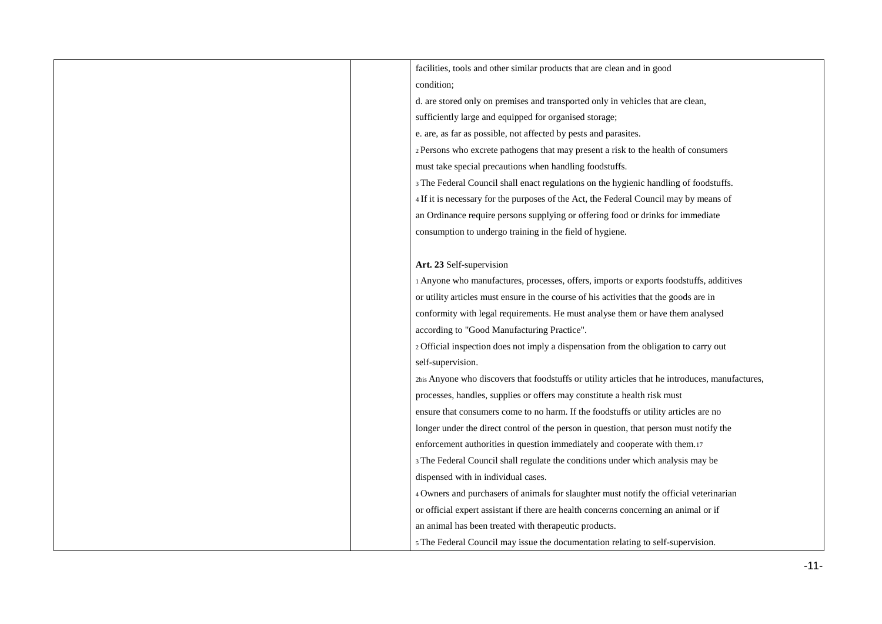facilities, tools and other similar products that are clean and in good condition;

d. are stored only on premises and transported only in vehicles that are clean, sufficiently large and equipped for organised storage;

e. are, as far as possible, not affected by pests and parasites.

2 Persons who excrete pathogens that may present a risk to the health of consumers must take special precautions when handling foodstuffs.

3 The Federal Council shall enact regulations on the hygienic handling of foodstuffs.

4 If it is necessary for the purposes of the Act, the Federal Council may by means of an Ordinance require persons supplying or offering food or drinks for immediate consumption to undergo training in the field of hygiene.

**Art. 23** Self-supervision

1 Anyone who manufactures, processes, offers, imports or exports foodstuffs, additives or utility articles must ensure in the course of his activities that the goods are in conformity with legal requirements. He must analyse them or have them analysed according to "Good Manufacturing Practice".

2 Official inspection does not imply a dispensation from the obligation to carry out self-supervision.

2bis Anyone who discovers that foodstuffs or utility articles that he introduces, manufactures, processes, handles, supplies or offers may constitute a health risk must ensure that consumers come to no harm. If the foodstuffs or utility articles are no longer under the direct control of the person in question, that person must notify the enforcement authorities in question immediately and cooperate with them.[17]

3 The Federal Council shall regulate the conditions under which analysis may be dispensed with in individual cases.

4 Owners and purchasers of animals for slaughter must notify the official veterinarian or official expert assistant if there are health concerns concerning an animal or if an animal has been treated with therapeutic products.

5 The Federal Council may issue the documentation relating to self-supervision.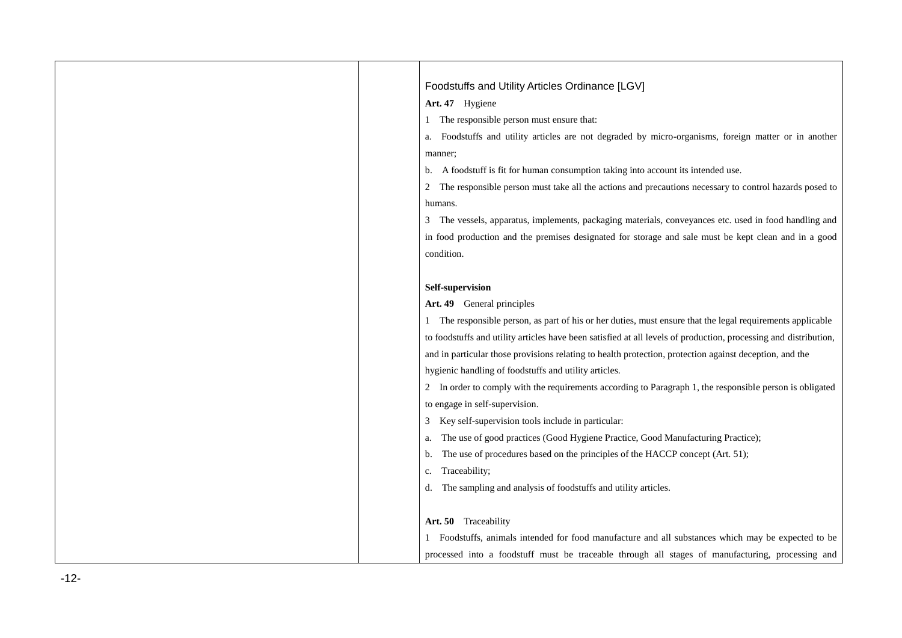Foodstuffs and Utility Articles Ordinance [LGV]

**Art. 47** Hygiene

1 The responsible person must ensure that:

a. Foodstuffs and utility articles are not degraded by micro-organisms, foreign matter or in another manner;

b. A foodstuff is fit for human consumption taking into account its intended use.

2 The responsible person must take all the actions and precautions necessary to control hazards posed to humans.

3 The vessels, apparatus, implements, packaging materials, conveyances etc. used in food handling and in food production and the premises designated for storage and sale must be kept clean and in a good condition.

**Self-supervision**

**Art. 49** General principles

1 The responsible person, as part of his or her duties, must ensure that the legal requirements applicable to foodstuffs and utility articles have been satisfied at all levels of production, processing and distribution, and in particular those provisions relating to health protection, protection against deception, and the hygienic handling of foodstuffs and utility articles.

2 In order to comply with the requirements according to Paragraph 1, the responsible person is obligated to engage in self-supervision.

3 Key self-supervision tools include in particular:

a. The use of good practices (Good Hygiene Practice, Good Manufacturing Practice);

b. The use of procedures based on the principles of the HACCP concept (Art. 51);

c. Traceability;

d. The sampling and analysis of foodstuffs and utility articles.

**Art. 50** Traceability

1 Foodstuffs, animals intended for food manufacture and all substances which may be expected to be processed into a foodstuff must be traceable through all stages of manufacturing, processing and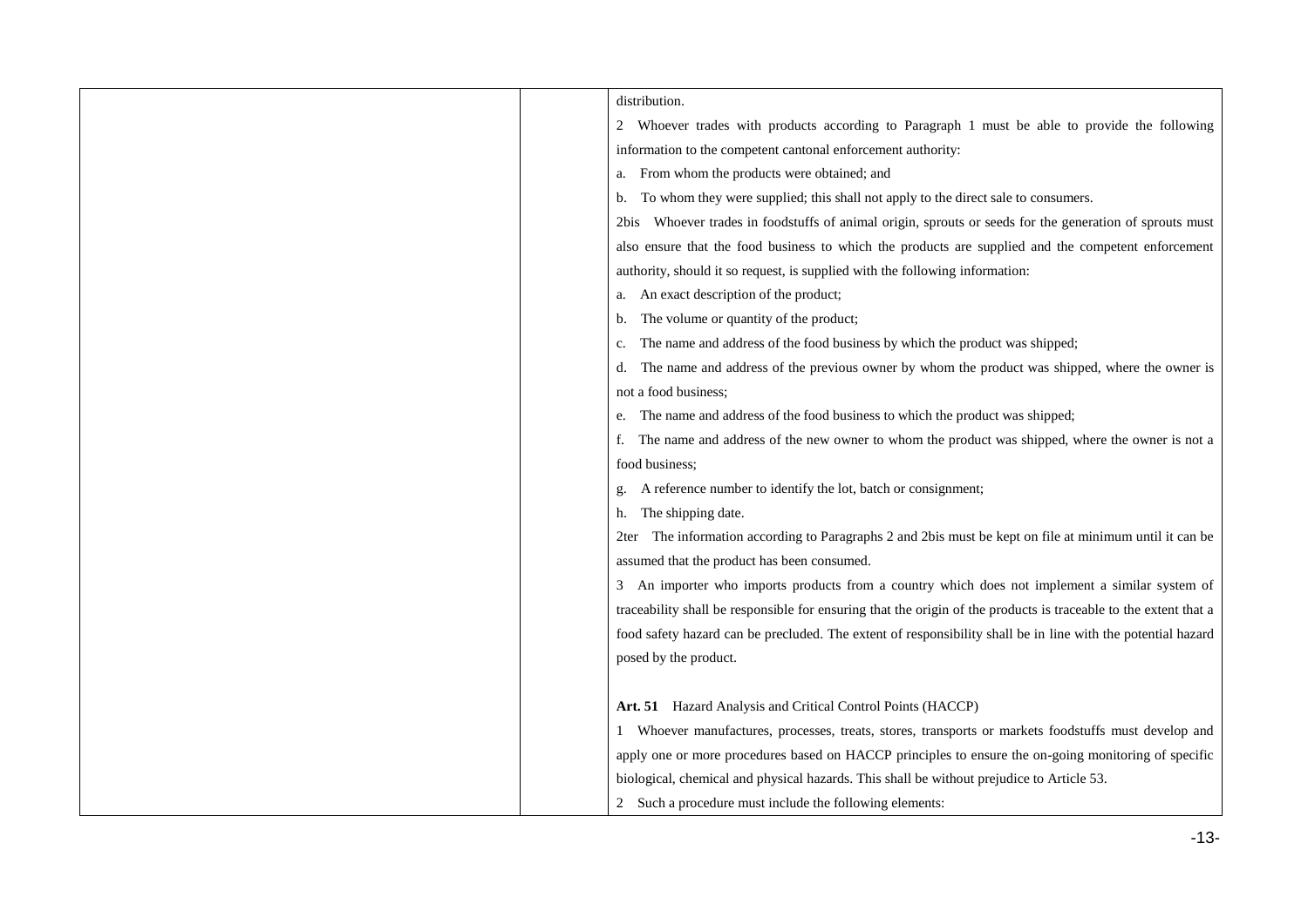distribution.

2 Whoever trades with products according to Paragraph 1 must be able to provide the following information to the competent cantonal enforcement authority:

a. From whom the products were obtained; and

b. To whom they were supplied; this shall not apply to the direct sale to consumers.

2bis Whoever trades in foodstuffs of animal origin, sprouts or seeds for the generation of sprouts must also ensure that the food business to which the products are supplied and the competent enforcement authority, should it so request, is supplied with the following information:

a. An exact description of the product;

b. The volume or quantity of the product;

c. The name and address of the food business by which the product was shipped;

d. The name and address of the previous owner by whom the product was shipped, where the owner is not a food business;

e. The name and address of the food business to which the product was shipped;

f. The name and address of the new owner to whom the product was shipped, where the owner is not a food business;

g. A reference number to identify the lot, batch or consignment;

h. The shipping date.

2ter The information according to Paragraphs 2 and 2bis must be kept on file at minimum until it can be assumed that the product has been consumed.

3 An importer who imports products from a country which does not implement a similar system of traceability shall be responsible for ensuring that the origin of the products is traceable to the extent that a food safety hazard can be precluded. The extent of responsibility shall be in line with the potential hazard posed by the product.

**Art. 51** Hazard Analysis and Critical Control Points (HACCP)

1 Whoever manufactures, processes, treats, stores, transports or markets foodstuffs must develop and apply one or more procedures based on HACCP principles to ensure the on-going monitoring of specific biological, chemical and physical hazards. This shall be without prejudice to Article 53.

2 Such a procedure must include the following elements: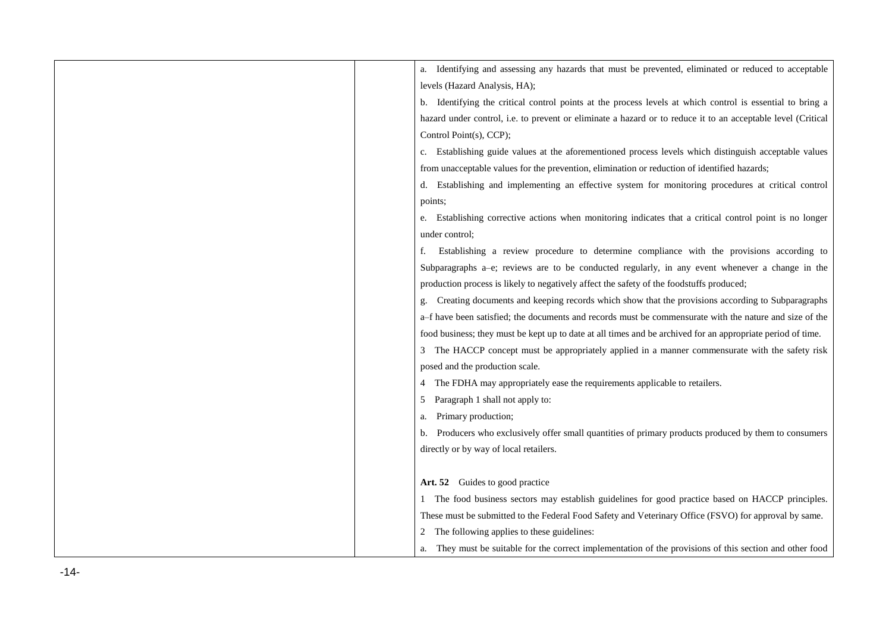a. Identifying and assessing any hazards that must be prevented, eliminated or reduced to acceptable levels (Hazard Analysis, HA);

b. Identifying the critical control points at the process levels at which control is essential to bring a hazard under control, i.e. to prevent or eliminate a hazard or to reduce it to an acceptable level (Critical Control Point(s), CCP);

c. Establishing guide values at the aforementioned process levels which distinguish acceptable values from unacceptable values for the prevention, elimination or reduction of identified hazards;

d. Establishing and implementing an effective system for monitoring procedures at critical control points;

e. Establishing corrective actions when monitoring indicates that a critical control point is no longer under control;

f. Establishing a review procedure to determine compliance with the provisions according to Subparagraphs a–e; reviews are to be conducted regularly, in any event whenever a change in the production process is likely to negatively affect the safety of the foodstuffs produced;

g. Creating documents and keeping records which show that the provisions according to Subparagraphs a–f have been satisfied; the documents and records must be commensurate with the nature and size of the food business; they must be kept up to date at all times and be archived for an appropriate period of time.

3 The HACCP concept must be appropriately applied in a manner commensurate with the safety risk posed and the production scale.

4 The FDHA may appropriately ease the requirements applicable to retailers.

5 Paragraph 1 shall not apply to:

a. Primary production;

b. Producers who exclusively offer small quantities of primary products produced by them to consumers directly or by way of local retailers.

**Art. 52** Guides to good practice

1 The food business sectors may establish guidelines for good practice based on HACCP principles. These must be submitted to the Federal Food Safety and Veterinary Office (FSVO) for approval by same.

2 The following applies to these guidelines:

a. They must be suitable for the correct implementation of the provisions of this section and other food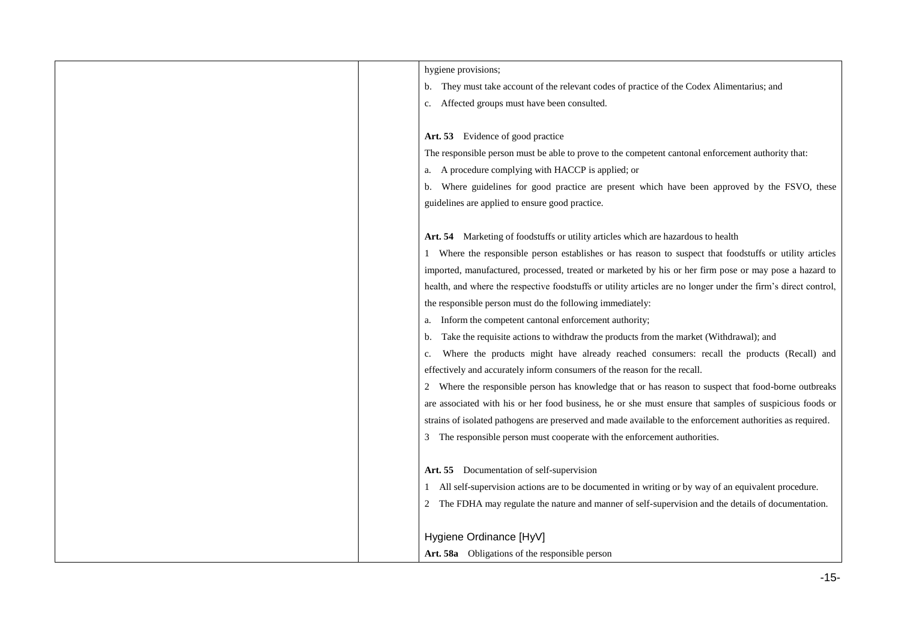hygiene provisions;

b. They must take account of the relevant codes of practice of the Codex Alimentarius; and

c. Affected groups must have been consulted.

**Art. 53** Evidence of good practice

The responsible person must be able to prove to the competent cantonal enforcement authority that:

a. A procedure complying with HACCP is applied; or

b. Where guidelines for good practice are present which have been approved by the FSVO, these guidelines are applied to ensure good practice.

**Art. 54** Marketing of foodstuffs or utility articles which are hazardous to health

1 Where the responsible person establishes or has reason to suspect that foodstuffs or utility articles imported, manufactured, processed, treated or marketed by his or her firm pose or may pose a hazard to health, and where the respective foodstuffs or utility articles are no longer under the firm's direct control, the responsible person must do the following immediately:

a. Inform the competent cantonal enforcement authority;

b. Take the requisite actions to withdraw the products from the market (Withdrawal); and

c. Where the products might have already reached consumers: recall the products (Recall) and effectively and accurately inform consumers of the reason for the recall.

2 Where the responsible person has knowledge that or has reason to suspect that food-borne outbreaks are associated with his or her food business, he or she must ensure that samples of suspicious foods or strains of isolated pathogens are preserved and made available to the enforcement authorities as required.

3 The responsible person must cooperate with the enforcement authorities.

**Art. 55** Documentation of self-supervision

1 All self-supervision actions are to be documented in writing or by way of an equivalent procedure.

2 The FDHA may regulate the nature and manner of self-supervision and the details of documentation.

Hygiene Ordinance [HyV]

**Art. 58a** Obligations of the responsible person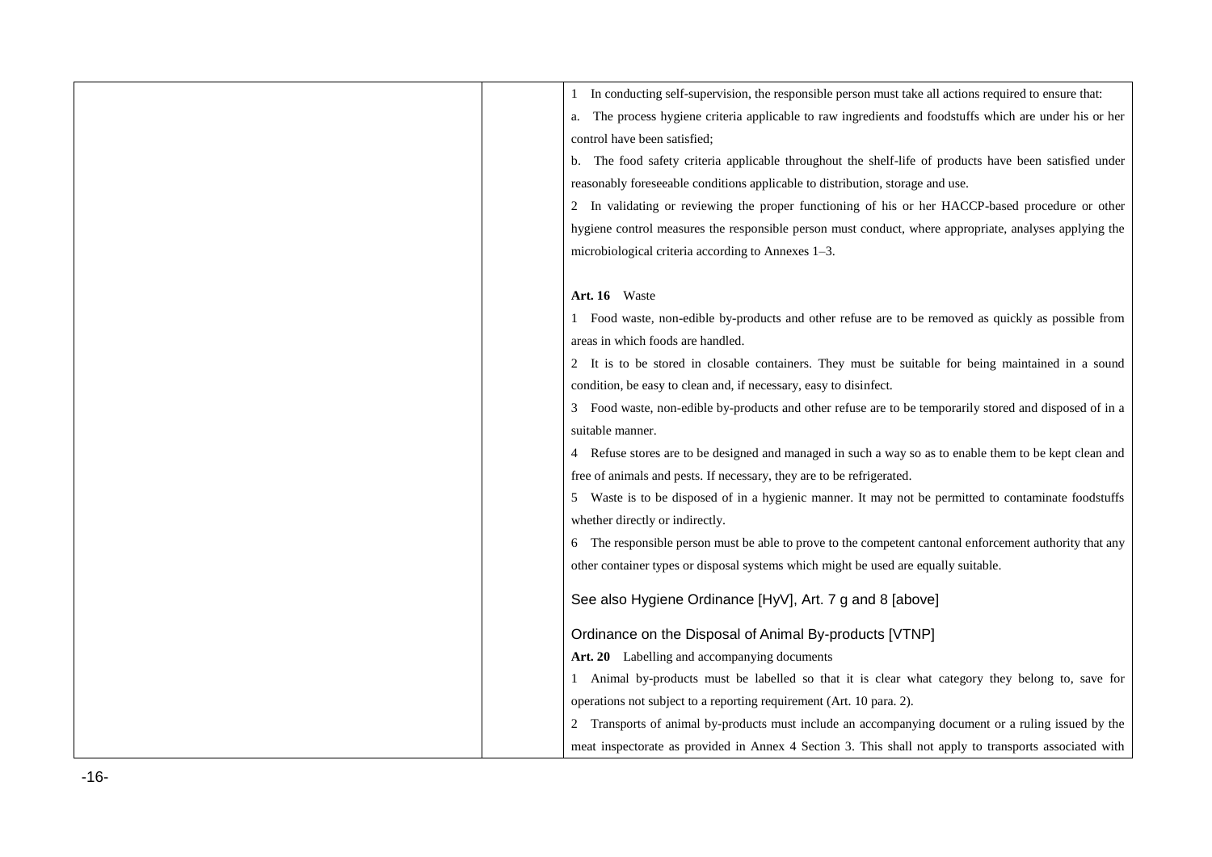1 In conducting self-supervision, the responsible person must take all actions required to ensure that:

a. The process hygiene criteria applicable to raw ingredients and foodstuffs which are under his or her control have been satisfied;

b. The food safety criteria applicable throughout the shelf-life of products have been satisfied under reasonably foreseeable conditions applicable to distribution, storage and use.

2 In validating or reviewing the proper functioning of his or her HACCP-based procedure or other hygiene control measures the responsible person must conduct, where appropriate, analyses applying the microbiological criteria according to Annexes 1–3.

**Art. 16** Waste

1 Food waste, non-edible by-products and other refuse are to be removed as quickly as possible from areas in which foods are handled.

2 It is to be stored in closable containers. They must be suitable for being maintained in a sound condition, be easy to clean and, if necessary, easy to disinfect.

3 Food waste, non-edible by-products and other refuse are to be temporarily stored and disposed of in a suitable manner.

4 Refuse stores are to be designed and managed in such a way so as to enable them to be kept clean and free of animals and pests. If necessary, they are to be refrigerated.

5 Waste is to be disposed of in a hygienic manner. It may not be permitted to contaminate foodstuffs whether directly or indirectly.

6 The responsible person must be able to prove to the competent cantonal enforcement authority that any other container types or disposal systems which might be used are equally suitable.

See also Hygiene Ordinance [HyV], Art. 7 g and 8 [above]

Ordinance on the Disposal of Animal By-products [VTNP]

**Art. 20** Labelling and accompanying documents

1 Animal by-products must be labelled so that it is clear what category they belong to, save for operations not subject to a reporting requirement (Art. 10 para. 2).

2 Transports of animal by-products must include an accompanying document or a ruling issued by the meat inspectorate as provided in Annex 4 Section 3. This shall not apply to transports associated with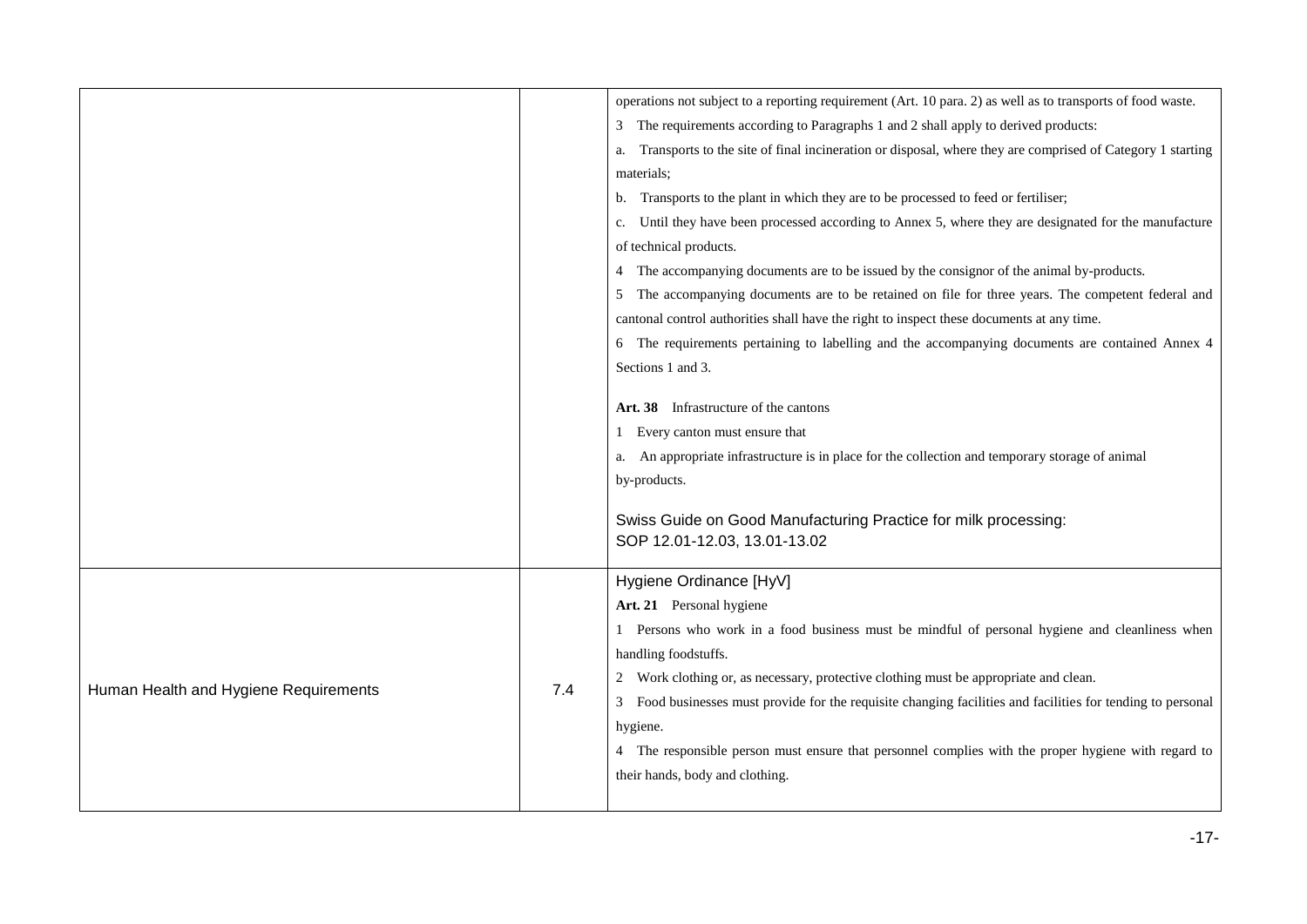| | | |
|---|---|---|
| | | operations not subject to a reporting requirement (Art. 10 para. 2) as well as to transports of food waste.<br>3 The requirements according to Paragraphs 1 and 2 shall apply to derived products:<br>a. Transports to the site of final incineration or disposal, where they are comprised of Category 1 starting materials;<br>b. Transports to the plant in which they are to be processed to feed or fertiliser;<br>c. Until they have been processed according to Annex 5, where they are designated for the manufacture of technical products.<br>4 The accompanying documents are to be issued by the consignor of the animal by-products.<br>5 The accompanying documents are to be retained on file for three years. The competent federal and cantonal control authorities shall have the right to inspect these documents at any time.<br>6 The requirements pertaining to labelling and the accompanying documents are contained Annex 4 Sections 1 and 3.<br><br>**Art. 38** Infrastructure of the cantons<br>1 Every canton must ensure that<br>a. An appropriate infrastructure is in place for the collection and temporary storage of animal by-products.<br><br>Swiss Guide on Good Manufacturing Practice for milk processing:<br>SOP 12.01-12.03, 13.01-13.02 |
| Human Health and Hygiene Requirements | 7.4 | Hygiene Ordinance [HyV]<br>**Art. 21** Personal hygiene<br>1 Persons who work in a food business must be mindful of personal hygiene and cleanliness when handling foodstuffs.<br>2 Work clothing or, as necessary, protective clothing must be appropriate and clean.<br>3 Food businesses must provide for the requisite changing facilities and facilities for tending to personal hygiene.<br>4 The responsible person must ensure that personnel complies with the proper hygiene with regard to their hands, body and clothing. |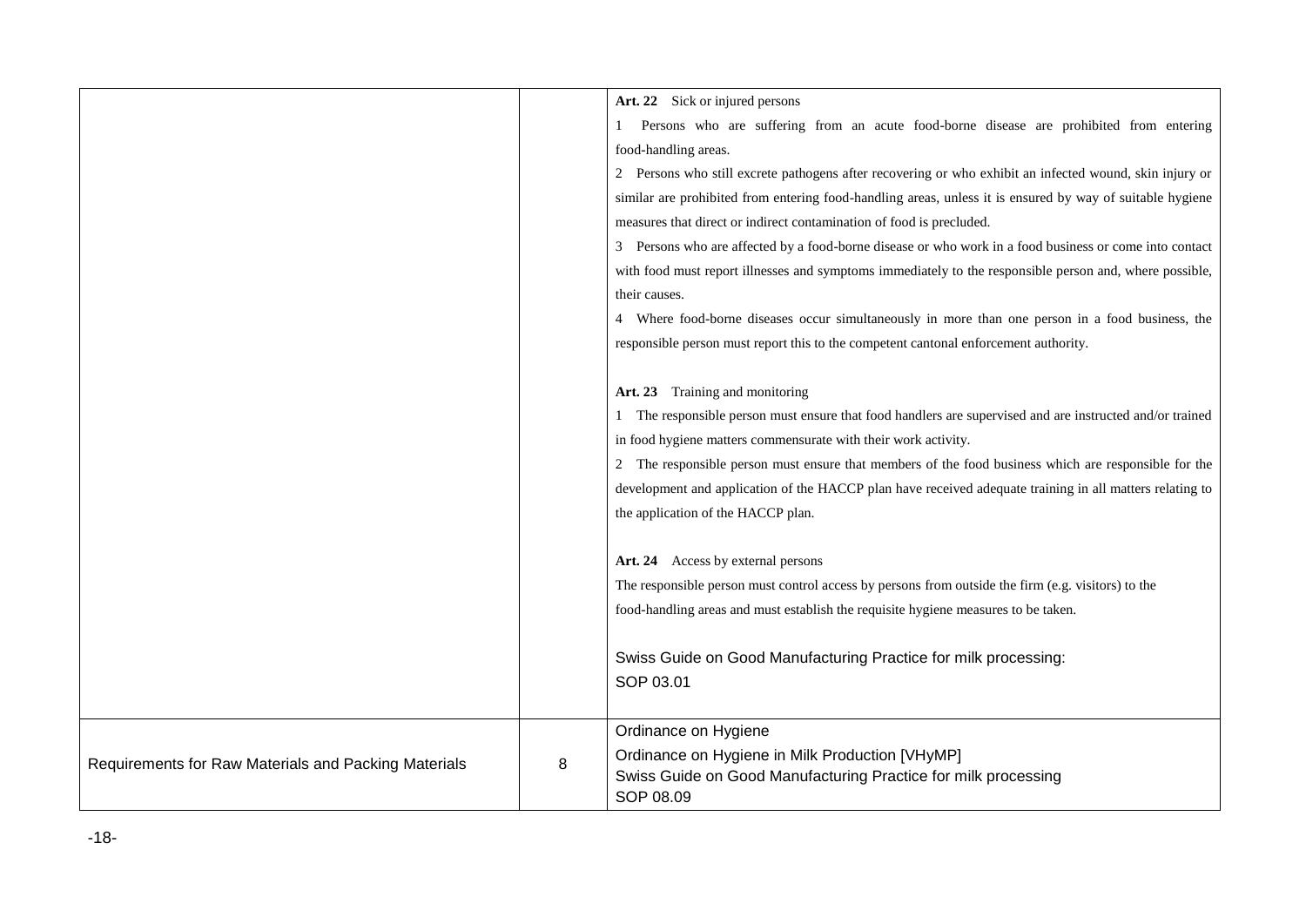| | | |
|---|---|---|
| | | **Art. 22** Sick or injured persons<br>1 Persons who are suffering from an acute food-borne disease are prohibited from entering food-handling areas.<br>2 Persons who still excrete pathogens after recovering or who exhibit an infected wound, skin injury or similar are prohibited from entering food-handling areas, unless it is ensured by way of suitable hygiene measures that direct or indirect contamination of food is precluded.<br>3 Persons who are affected by a food-borne disease or who work in a food business or come into contact with food must report illnesses and symptoms immediately to the responsible person and, where possible, their causes.<br>4 Where food-borne diseases occur simultaneously in more than one person in a food business, the responsible person must report this to the competent cantonal enforcement authority.<br><br>**Art. 23** Training and monitoring<br>1 The responsible person must ensure that food handlers are supervised and are instructed and/or trained in food hygiene matters commensurate with their work activity.<br>2 The responsible person must ensure that members of the food business which are responsible for the development and application of the HACCP plan have received adequate training in all matters relating to the application of the HACCP plan.<br><br>**Art. 24** Access by external persons<br>The responsible person must control access by persons from outside the firm (e.g. visitors) to the food-handling areas and must establish the requisite hygiene measures to be taken.<br><br>Swiss Guide on Good Manufacturing Practice for milk processing:<br>SOP 03.01 |
| Requirements for Raw Materials and Packing Materials | 8 | Ordinance on Hygiene<br>Ordinance on Hygiene in Milk Production [VHyMP]<br>Swiss Guide on Good Manufacturing Practice for milk processing<br>SOP 08.09 |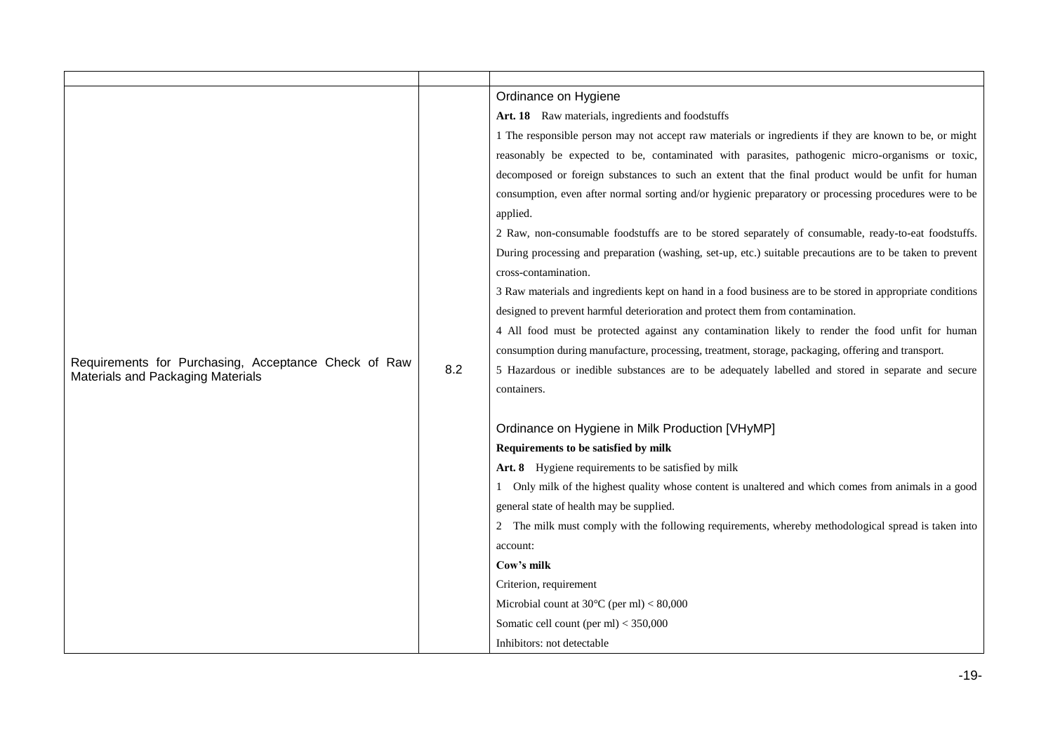| | | |
|---|---|---|
| Requirements for Purchasing, Acceptance Check of Raw Materials and Packaging Materials | 8.2 | Ordinance on Hygiene<br>**Art. 18** Raw materials, ingredients and foodstuffs<br>1 The responsible person may not accept raw materials or ingredients if they are known to be, or might reasonably be expected to be, contaminated with parasites, pathogenic micro-organisms or toxic, decomposed or foreign substances to such an extent that the final product would be unfit for human consumption, even after normal sorting and/or hygienic preparatory or processing procedures were to be applied.<br>2 Raw, non-consumable foodstuffs are to be stored separately of consumable, ready-to-eat foodstuffs. During processing and preparation (washing, set-up, etc.) suitable precautions are to be taken to prevent cross-contamination.<br>3 Raw materials and ingredients kept on hand in a food business are to be stored in appropriate conditions designed to prevent harmful deterioration and protect them from contamination.<br>4 All food must be protected against any contamination likely to render the food unfit for human consumption during manufacture, processing, treatment, storage, packaging, offering and transport.<br>5 Hazardous or inedible substances are to be adequately labelled and stored in separate and secure containers.<br><br>Ordinance on Hygiene in Milk Production [VHyMP]<br>**Requirements to be satisfied by milk**<br>**Art. 8** Hygiene requirements to be satisfied by milk<br>1 Only milk of the highest quality whose content is unaltered and which comes from animals in a good general state of health may be supplied.<br>2 The milk must comply with the following requirements, whereby methodological spread is taken into account:<br>**Cow's milk**<br>Criterion, requirement<br>Microbial count at 30°C (per ml) < 80,000<br>Somatic cell count (per ml) < 350,000<br>Inhibitors: not detectable |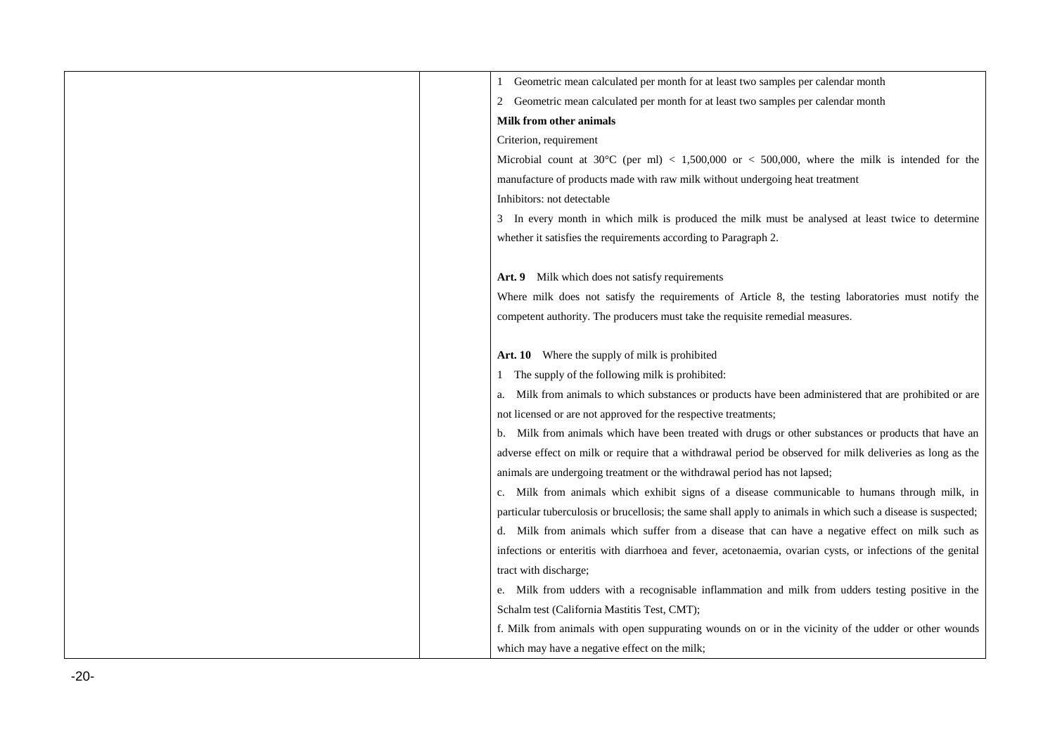1 Geometric mean calculated per month for at least two samples per calendar month

2 Geometric mean calculated per month for at least two samples per calendar month

**Milk from other animals**

Criterion, requirement

Microbial count at 30°C (per ml) < 1,500,000 or < 500,000, where the milk is intended for the manufacture of products made with raw milk without undergoing heat treatment

Inhibitors: not detectable

3 In every month in which milk is produced the milk must be analysed at least twice to determine whether it satisfies the requirements according to Paragraph 2.

**Art. 9** Milk which does not satisfy requirements

Where milk does not satisfy the requirements of Article 8, the testing laboratories must notify the competent authority. The producers must take the requisite remedial measures.

**Art. 10** Where the supply of milk is prohibited

1 The supply of the following milk is prohibited:

a. Milk from animals to which substances or products have been administered that are prohibited or are not licensed or are not approved for the respective treatments;

b. Milk from animals which have been treated with drugs or other substances or products that have an adverse effect on milk or require that a withdrawal period be observed for milk deliveries as long as the animals are undergoing treatment or the withdrawal period has not lapsed;

c. Milk from animals which exhibit signs of a disease communicable to humans through milk, in particular tuberculosis or brucellosis; the same shall apply to animals in which such a disease is suspected;

d. Milk from animals which suffer from a disease that can have a negative effect on milk such as infections or enteritis with diarrhoea and fever, acetonaemia, ovarian cysts, or infections of the genital tract with discharge;

e. Milk from udders with a recognisable inflammation and milk from udders testing positive in the Schalm test (California Mastitis Test, CMT);

f. Milk from animals with open suppurating wounds on or in the vicinity of the udder or other wounds which may have a negative effect on the milk;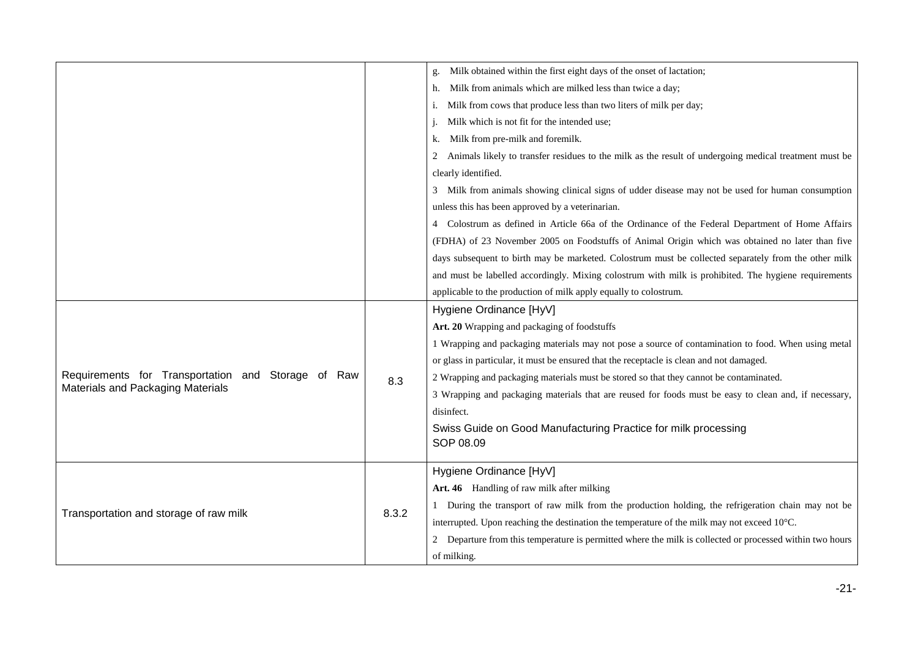| | | |
|---|---|---|
| | | g. Milk obtained within the first eight days of the onset of lactation;<br>h. Milk from animals which are milked less than twice a day;<br>i. Milk from cows that produce less than two liters of milk per day;<br>j. Milk which is not fit for the intended use;<br>k. Milk from pre-milk and foremilk.<br>2 Animals likely to transfer residues to the milk as the result of undergoing medical treatment must be clearly identified.<br>3 Milk from animals showing clinical signs of udder disease may not be used for human consumption unless this has been approved by a veterinarian.<br>4 Colostrum as defined in Article 66a of the Ordinance of the Federal Department of Home Affairs (FDHA) of 23 November 2005 on Foodstuffs of Animal Origin which was obtained no later than five days subsequent to birth may be marketed. Colostrum must be collected separately from the other milk and must be labelled accordingly. Mixing colostrum with milk is prohibited. The hygiene requirements applicable to the production of milk apply equally to colostrum. |
| Requirements for Transportation and Storage of Raw Materials and Packaging Materials | 8.3 | Hygiene Ordinance [HyV]<br>**Art. 20** Wrapping and packaging of foodstuffs<br>1 Wrapping and packaging materials may not pose a source of contamination to food. When using metal or glass in particular, it must be ensured that the receptacle is clean and not damaged.<br>2 Wrapping and packaging materials must be stored so that they cannot be contaminated.<br>3 Wrapping and packaging materials that are reused for foods must be easy to clean and, if necessary, disinfect.<br>Swiss Guide on Good Manufacturing Practice for milk processing<br>SOP 08.09 |
| Transportation and storage of raw milk | 8.3.2 | Hygiene Ordinance [HyV]<br>**Art. 46** Handling of raw milk after milking<br>1 During the transport of raw milk from the production holding, the refrigeration chain may not be interrupted. Upon reaching the destination the temperature of the milk may not exceed 10°C.<br>2 Departure from this temperature is permitted where the milk is collected or processed within two hours of milking. |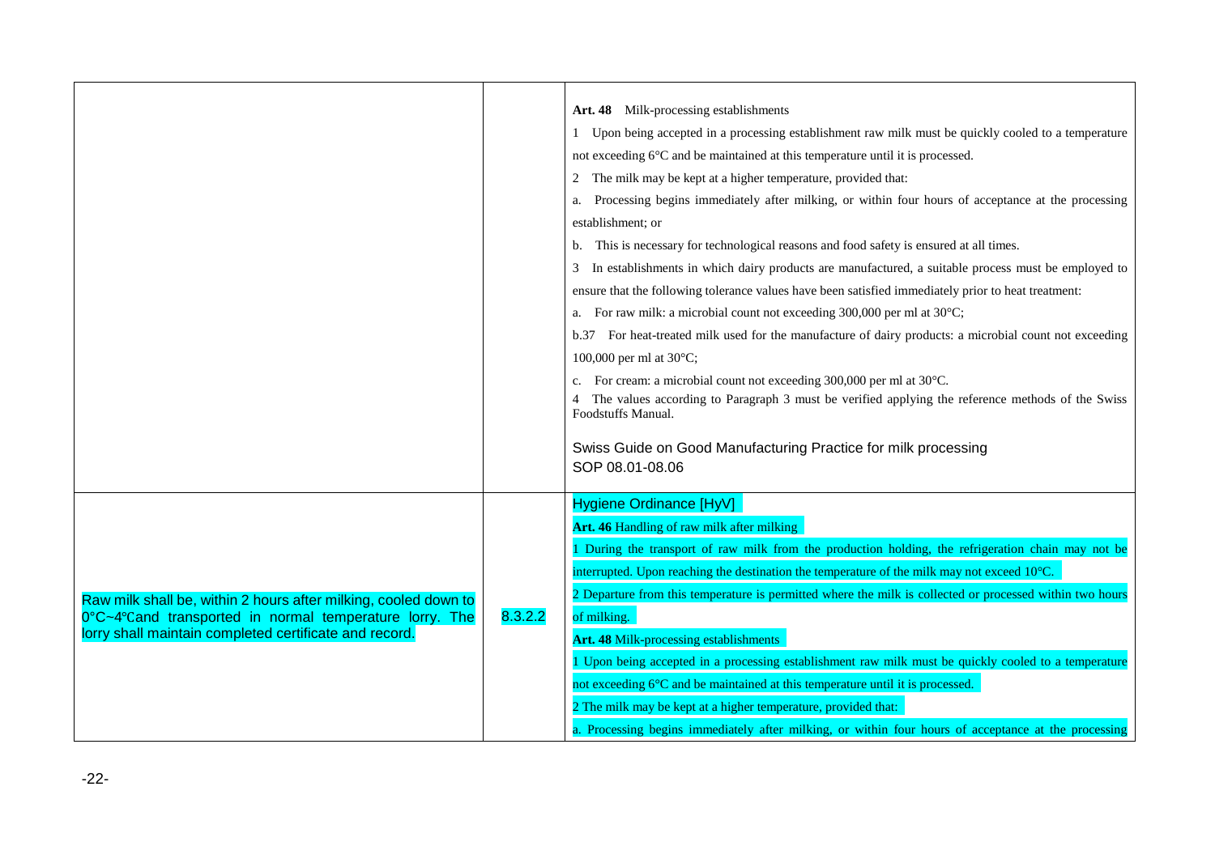| | | |
|---|---|---|
| | | **Art. 48** Milk-processing establishments<br>1 Upon being accepted in a processing establishment raw milk must be quickly cooled to a temperature not exceeding 6°C and be maintained at this temperature until it is processed.<br>2 The milk may be kept at a higher temperature, provided that:<br>a. Processing begins immediately after milking, or within four hours of acceptance at the processing establishment; or<br>b. This is necessary for technological reasons and food safety is ensured at all times.<br>3 In establishments in which dairy products are manufactured, a suitable process must be employed to ensure that the following tolerance values have been satisfied immediately prior to heat treatment:<br>a. For raw milk: a microbial count not exceeding 300,000 per ml at 30°C;<br>b.37 For heat-treated milk used for the manufacture of dairy products: a microbial count not exceeding 100,000 per ml at 30°C;<br>c. For cream: a microbial count not exceeding 300,000 per ml at 30°C.<br>4 The values according to Paragraph 3 must be verified applying the reference methods of the Swiss Foodstuffs Manual.<br><br>Swiss Guide on Good Manufacturing Practice for milk processing<br>SOP 08.01-08.06 |
| Raw milk shall be, within 2 hours after milking, cooled down to 0°C~4°Cand transported in normal temperature lorry. The lorry shall maintain completed certificate and record. | 8.3.2.2 | Hygiene Ordinance [HyV]<br>**Art. 46** Handling of raw milk after milking<br>1 During the transport of raw milk from the production holding, the refrigeration chain may not be interrupted. Upon reaching the destination the temperature of the milk may not exceed 10°C.<br>2 Departure from this temperature is permitted where the milk is collected or processed within two hours of milking.<br>**Art. 48** Milk-processing establishments<br>1 Upon being accepted in a processing establishment raw milk must be quickly cooled to a temperature not exceeding 6°C and be maintained at this temperature until it is processed.<br>2 The milk may be kept at a higher temperature, provided that:<br>a. Processing begins immediately after milking, or within four hours of acceptance at the processing |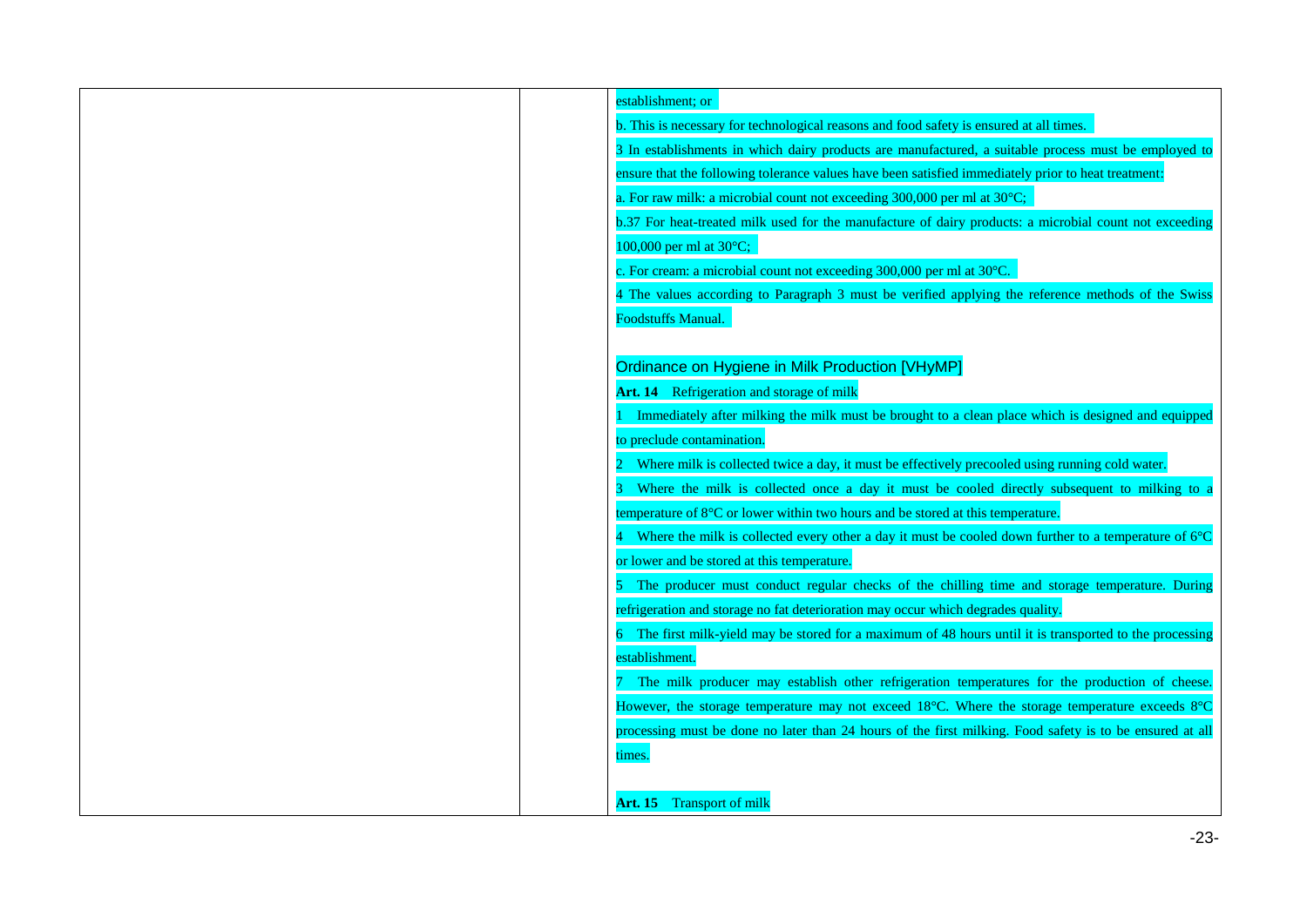| | | establishment; or<br>b. This is necessary for technological reasons and food safety is ensured at all times.<br>3 In establishments in which dairy products are manufactured, a suitable process must be employed to ensure that the following tolerance values have been satisfied immediately prior to heat treatment:<br>a. For raw milk: a microbial count not exceeding 300,000 per ml at 30°C;<br>b.37 For heat-treated milk used for the manufacture of dairy products: a microbial count not exceeding 100,000 per ml at 30°C;<br>c. For cream: a microbial count not exceeding 300,000 per ml at 30°C.<br>4 The values according to Paragraph 3 must be verified applying the reference methods of the Swiss Foodstuffs Manual.<br><br>Ordinance on Hygiene in Milk Production [VHyMP]<br>**Art. 14** Refrigeration and storage of milk<br>1 Immediately after milking the milk must be brought to a clean place which is designed and equipped to preclude contamination.<br>2 Where milk is collected twice a day, it must be effectively precooled using running cold water.<br>3 Where the milk is collected once a day it must be cooled directly subsequent to milking to a temperature of 8°C or lower within two hours and be stored at this temperature.<br>4 Where the milk is collected every other a day it must be cooled down further to a temperature of 6°C or lower and be stored at this temperature.<br>5 The producer must conduct regular checks of the chilling time and storage temperature. During refrigeration and storage no fat deterioration may occur which degrades quality.<br>6 The first milk-yield may be stored for a maximum of 48 hours until it is transported to the processing establishment.<br>7 The milk producer may establish other refrigeration temperatures for the production of cheese. However, the storage temperature may not exceed 18°C. Where the storage temperature exceeds 8°C processing must be done no later than 24 hours of the first milking. Food safety is to be ensured at all times.<br><br>**Art. 15** Transport of milk |
|---|---|---|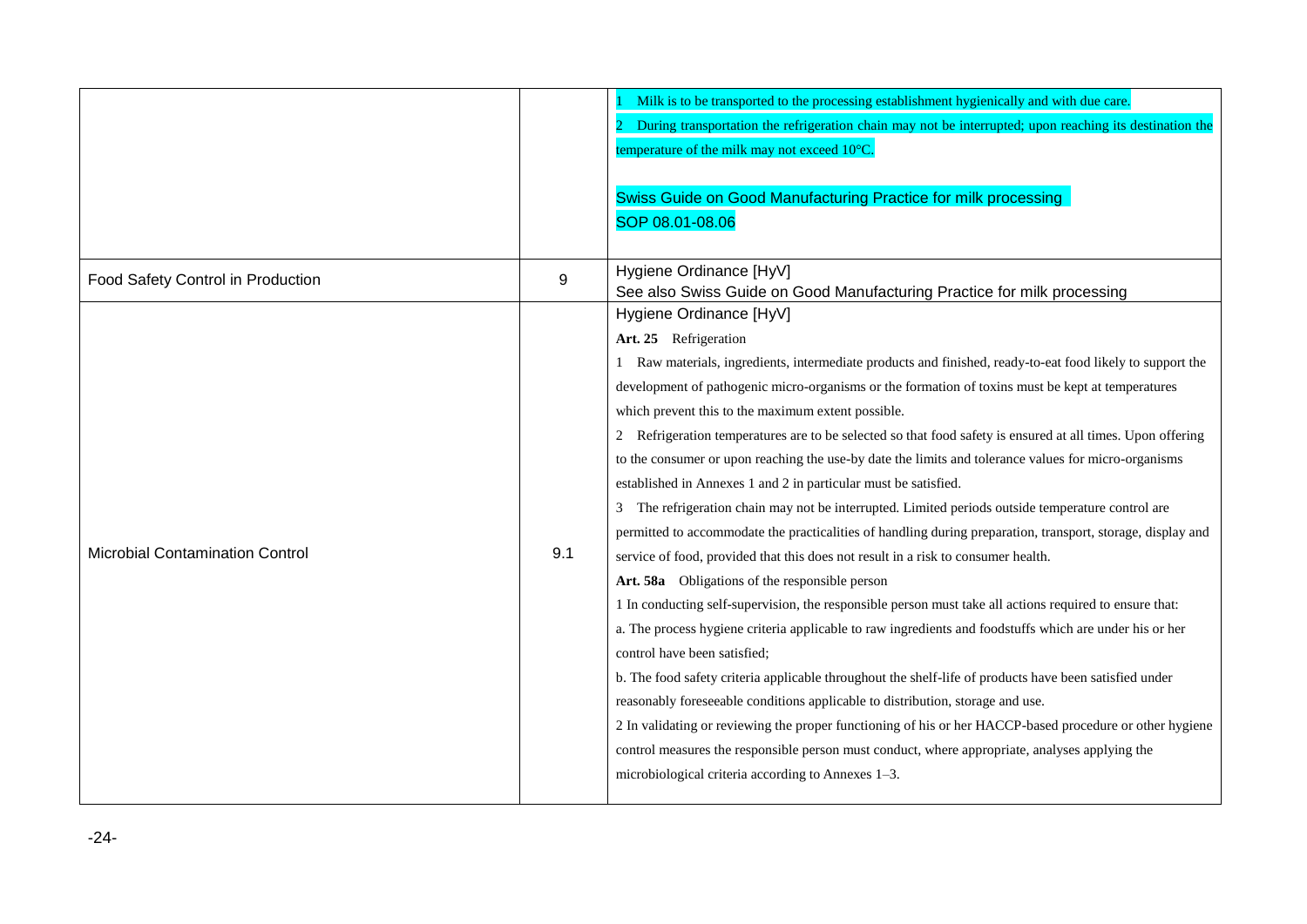| | | |
|---|---|---|
| | | 1 Milk is to be transported to the processing establishment hygienically and with due care.<br>2 During transportation the refrigeration chain may not be interrupted; upon reaching its destination the temperature of the milk may not exceed 10°C.<br><br>Swiss Guide on Good Manufacturing Practice for milk processing<br>SOP 08.01-08.06 |
| Food Safety Control in Production | 9 | Hygiene Ordinance [HyV]<br>See also Swiss Guide on Good Manufacturing Practice for milk processing |
| Microbial Contamination Control | 9.1 | Hygiene Ordinance [HyV]<br>**Art. 25** Refrigeration<br>1 Raw materials, ingredients, intermediate products and finished, ready-to-eat food likely to support the development of pathogenic micro-organisms or the formation of toxins must be kept at temperatures which prevent this to the maximum extent possible.<br>2 Refrigeration temperatures are to be selected so that food safety is ensured at all times. Upon offering to the consumer or upon reaching the use-by date the limits and tolerance values for micro-organisms established in Annexes 1 and 2 in particular must be satisfied.<br>3 The refrigeration chain may not be interrupted. Limited periods outside temperature control are permitted to accommodate the practicalities of handling during preparation, transport, storage, display and service of food, provided that this does not result in a risk to consumer health.<br>**Art. 58a** Obligations of the responsible person<br>1 In conducting self-supervision, the responsible person must take all actions required to ensure that:<br>a. The process hygiene criteria applicable to raw ingredients and foodstuffs which are under his or her control have been satisfied;<br>b. The food safety criteria applicable throughout the shelf-life of products have been satisfied under reasonably foreseeable conditions applicable to distribution, storage and use.<br>2 In validating or reviewing the proper functioning of his or her HACCP-based procedure or other hygiene control measures the responsible person must conduct, where appropriate, analyses applying the microbiological criteria according to Annexes 1–3. |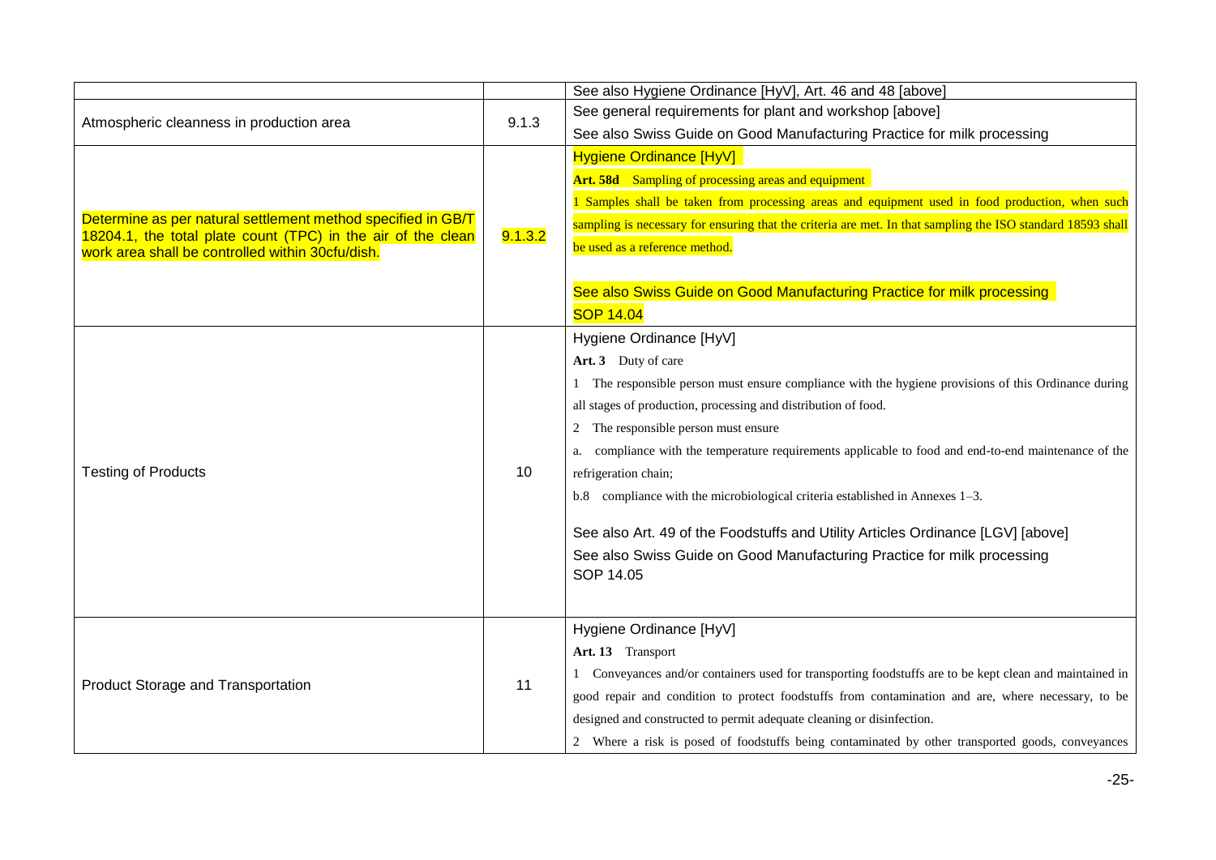| | | |
|---|---|---|
| | | See also Hygiene Ordinance [HyV], Art. 46 and 48 [above] |
| Atmospheric cleanness in production area | 9.1.3 | See general requirements for plant and workshop [above]<br>See also Swiss Guide on Good Manufacturing Practice for milk processing |
| Determine as per natural settlement method specified in GB/T 18204.1, the total plate count (TPC) in the air of the clean work area shall be controlled within 30cfu/dish. | 9.1.3.2 | Hygiene Ordinance [HyV]<br>**Art. 58d** Sampling of processing areas and equipment<br>1 Samples shall be taken from processing areas and equipment used in food production, when such sampling is necessary for ensuring that the criteria are met. In that sampling the ISO standard 18593 shall be used as a reference method.<br><br>See also Swiss Guide on Good Manufacturing Practice for milk processing<br>SOP 14.04 |
| Testing of Products | 10 | Hygiene Ordinance [HyV]<br>**Art. 3** Duty of care<br>1 The responsible person must ensure compliance with the hygiene provisions of this Ordinance during all stages of production, processing and distribution of food.<br>2 The responsible person must ensure<br>a. compliance with the temperature requirements applicable to food and end-to-end maintenance of the refrigeration chain;<br>b.8 compliance with the microbiological criteria established in Annexes 1–3.<br><br>See also Art. 49 of the Foodstuffs and Utility Articles Ordinance [LGV] [above]<br>See also Swiss Guide on Good Manufacturing Practice for milk processing<br>SOP 14.05 |
| Product Storage and Transportation | 11 | Hygiene Ordinance [HyV]<br>**Art. 13** Transport<br>1 Conveyances and/or containers used for transporting foodstuffs are to be kept clean and maintained in good repair and condition to protect foodstuffs from contamination and are, where necessary, to be designed and constructed to permit adequate cleaning or disinfection.<br>2 Where a risk is posed of foodstuffs being contaminated by other transported goods, conveyances |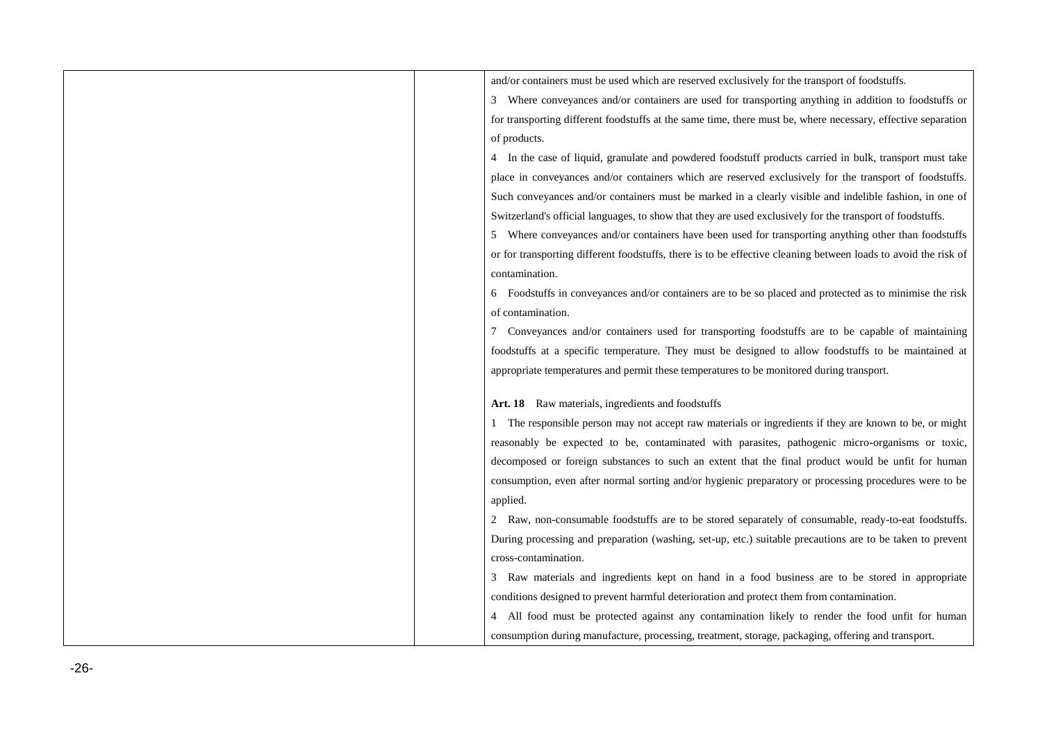and/or containers must be used which are reserved exclusively for the transport of foodstuffs.

3 Where conveyances and/or containers are used for transporting anything in addition to foodstuffs or for transporting different foodstuffs at the same time, there must be, where necessary, effective separation of products.

4 In the case of liquid, granulate and powdered foodstuff products carried in bulk, transport must take place in conveyances and/or containers which are reserved exclusively for the transport of foodstuffs. Such conveyances and/or containers must be marked in a clearly visible and indelible fashion, in one of Switzerland's official languages, to show that they are used exclusively for the transport of foodstuffs.

5 Where conveyances and/or containers have been used for transporting anything other than foodstuffs or for transporting different foodstuffs, there is to be effective cleaning between loads to avoid the risk of contamination.

6 Foodstuffs in conveyances and/or containers are to be so placed and protected as to minimise the risk of contamination.

7 Conveyances and/or containers used for transporting foodstuffs are to be capable of maintaining foodstuffs at a specific temperature. They must be designed to allow foodstuffs to be maintained at appropriate temperatures and permit these temperatures to be monitored during transport.

**Art. 18** Raw materials, ingredients and foodstuffs

1 The responsible person may not accept raw materials or ingredients if they are known to be, or might reasonably be expected to be, contaminated with parasites, pathogenic micro-organisms or toxic, decomposed or foreign substances to such an extent that the final product would be unfit for human consumption, even after normal sorting and/or hygienic preparatory or processing procedures were to be applied.

2 Raw, non-consumable foodstuffs are to be stored separately of consumable, ready-to-eat foodstuffs. During processing and preparation (washing, set-up, etc.) suitable precautions are to be taken to prevent cross-contamination.

3 Raw materials and ingredients kept on hand in a food business are to be stored in appropriate conditions designed to prevent harmful deterioration and protect them from contamination.

4 All food must be protected against any contamination likely to render the food unfit for human consumption during manufacture, processing, treatment, storage, packaging, offering and transport.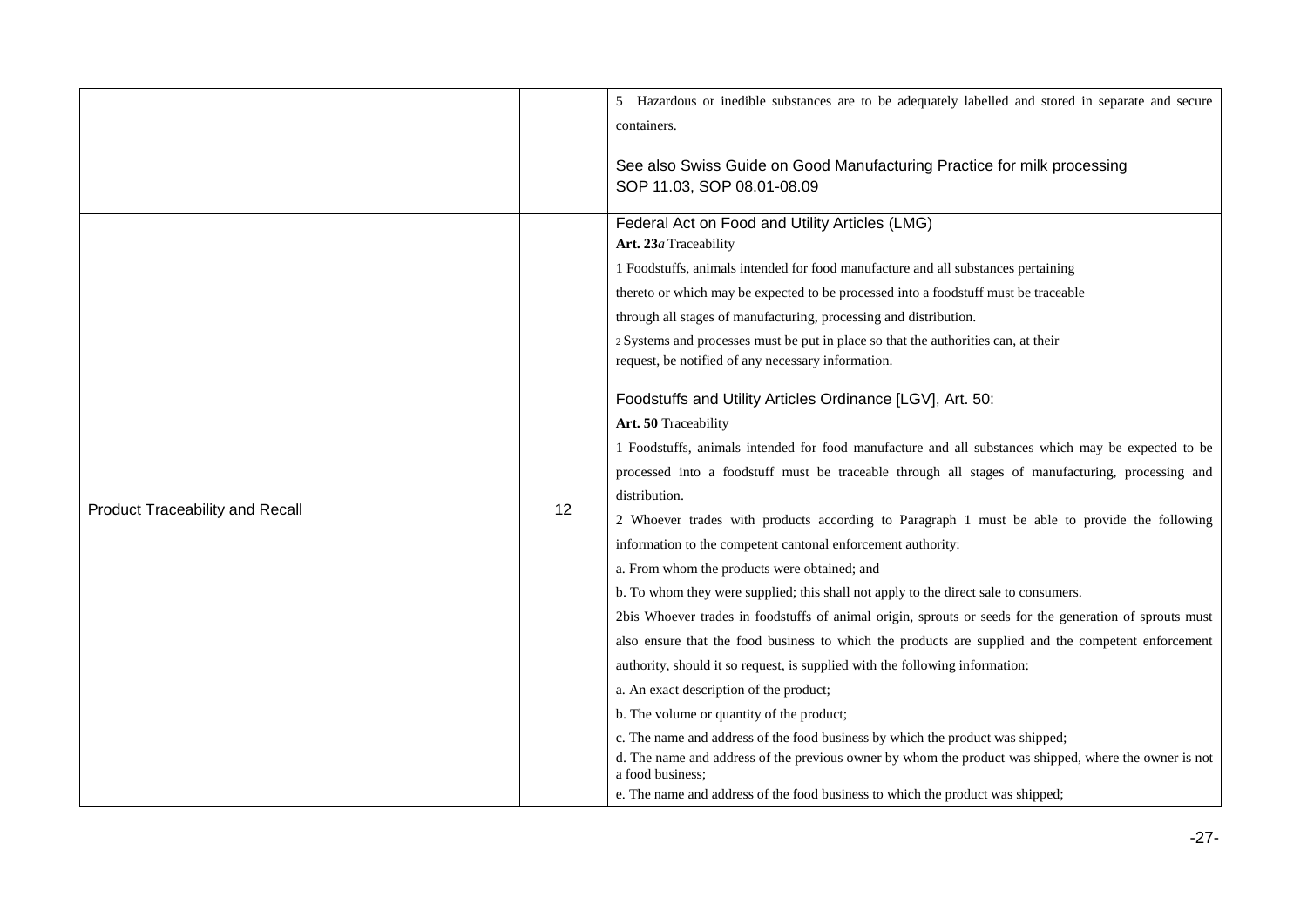| | | |
|---|---|---|
| | | 5 Hazardous or inedible substances are to be adequately labelled and stored in separate and secure containers.<br><br>See also Swiss Guide on Good Manufacturing Practice for milk processing<br>SOP 11.03, SOP 08.01-08.09 |
| Product Traceability and Recall | 12 | Federal Act on Food and Utility Articles (LMG)<br>**Art. 23***a* Traceability<br>1 Foodstuffs, animals intended for food manufacture and all substances pertaining thereto or which may be expected to be processed into a foodstuff must be traceable through all stages of manufacturing, processing and distribution.<br>2 Systems and processes must be put in place so that the authorities can, at their request, be notified of any necessary information.<br><br>Foodstuffs and Utility Articles Ordinance [LGV], Art. 50:<br>**Art. 50** Traceability<br>1 Foodstuffs, animals intended for food manufacture and all substances which may be expected to be processed into a foodstuff must be traceable through all stages of manufacturing, processing and distribution.<br>2 Whoever trades with products according to Paragraph 1 must be able to provide the following information to the competent cantonal enforcement authority:<br>a. From whom the products were obtained; and<br>b. To whom they were supplied; this shall not apply to the direct sale to consumers.<br>2bis Whoever trades in foodstuffs of animal origin, sprouts or seeds for the generation of sprouts must also ensure that the food business to which the products are supplied and the competent enforcement authority, should it so request, is supplied with the following information:<br>a. An exact description of the product;<br>b. The volume or quantity of the product;<br>c. The name and address of the food business by which the product was shipped;<br>d. The name and address of the previous owner by whom the product was shipped, where the owner is not a food business;<br>e. The name and address of the food business to which the product was shipped; |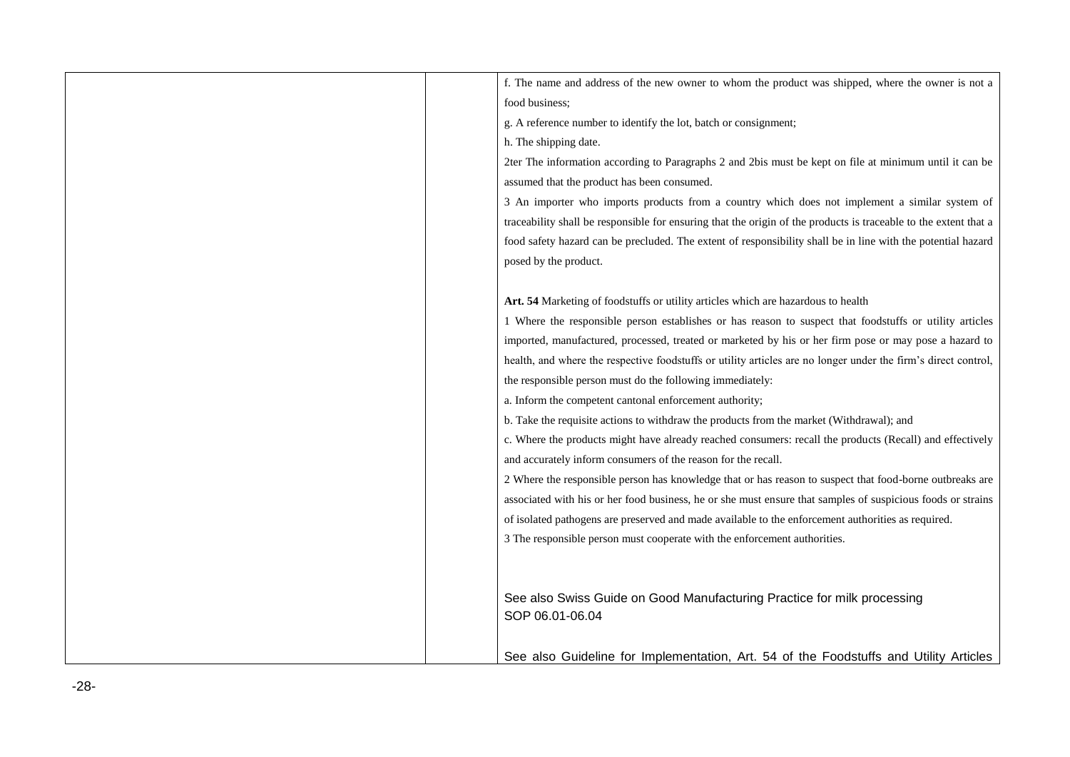| | | f. The name and address of the new owner to whom the product was shipped, where the owner is not a food business;<br>g. A reference number to identify the lot, batch or consignment;<br>h. The shipping date.<br>2ter The information according to Paragraphs 2 and 2bis must be kept on file at minimum until it can be assumed that the product has been consumed.<br>3 An importer who imports products from a country which does not implement a similar system of traceability shall be responsible for ensuring that the origin of the products is traceable to the extent that a food safety hazard can be precluded. The extent of responsibility shall be in line with the potential hazard posed by the product.<br><br>**Art. 54** Marketing of foodstuffs or utility articles which are hazardous to health<br>1 Where the responsible person establishes or has reason to suspect that foodstuffs or utility articles imported, manufactured, processed, treated or marketed by his or her firm pose or may pose a hazard to health, and where the respective foodstuffs or utility articles are no longer under the firm's direct control, the responsible person must do the following immediately:<br>a. Inform the competent cantonal enforcement authority;<br>b. Take the requisite actions to withdraw the products from the market (Withdrawal); and<br>c. Where the products might have already reached consumers: recall the products (Recall) and effectively and accurately inform consumers of the reason for the recall.<br>2 Where the responsible person has knowledge that or has reason to suspect that food-borne outbreaks are associated with his or her food business, he or she must ensure that samples of suspicious foods or strains of isolated pathogens are preserved and made available to the enforcement authorities as required.<br>3 The responsible person must cooperate with the enforcement authorities.<br><br>See also Swiss Guide on Good Manufacturing Practice for milk processing SOP 06.01-06.04<br><br>See also Guideline for Implementation, Art. 54 of the Foodstuffs and Utility Articles |
|---|---|---|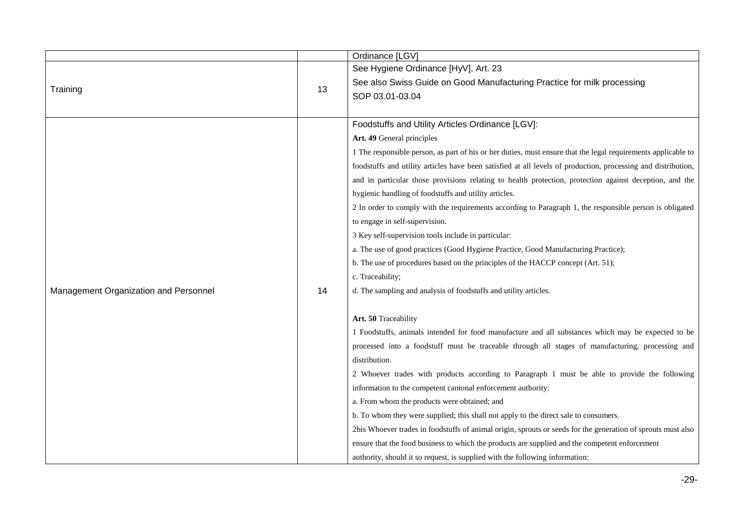|  |  | Ordinance [LGV] |
|---|---|---|
| Training | 13 | See Hygiene Ordinance [HyV], Art. 23<br>See also Swiss Guide on Good Manufacturing Practice for milk processing<br>SOP 03.01-03.04 |
| Management Organization and Personnel | 14 | Foodstuffs and Utility Articles Ordinance [LGV]:<br>**Art. 49** General principles<br>1 The responsible person, as part of his or her duties, must ensure that the legal requirements applicable to foodstuffs and utility articles have been satisfied at all levels of production, processing and distribution, and in particular those provisions relating to health protection, protection against deception, and the hygienic handling of foodstuffs and utility articles.<br>2 In order to comply with the requirements according to Paragraph 1, the responsible person is obligated to engage in self-supervision.<br>3 Key self-supervision tools include in particular:<br>a. The use of good practices (Good Hygiene Practice, Good Manufacturing Practice);<br>b. The use of procedures based on the principles of the HACCP concept (Art. 51);<br>c. Traceability;<br>d. The sampling and analysis of foodstuffs and utility articles.<br><br>**Art. 50** Traceability<br>1 Foodstuffs, animals intended for food manufacture and all substances which may be expected to be processed into a foodstuff must be traceable through all stages of manufacturing, processing and distribution.<br>2 Whoever trades with products according to Paragraph 1 must be able to provide the following information to the competent cantonal enforcement authority:<br>a. From whom the products were obtained; and<br>b. To whom they were supplied; this shall not apply to the direct sale to consumers.<br>2bis Whoever trades in foodstuffs of animal origin, sprouts or seeds for the generation of sprouts must also ensure that the food business to which the products are supplied and the competent enforcement authority, should it so request, is supplied with the following information: |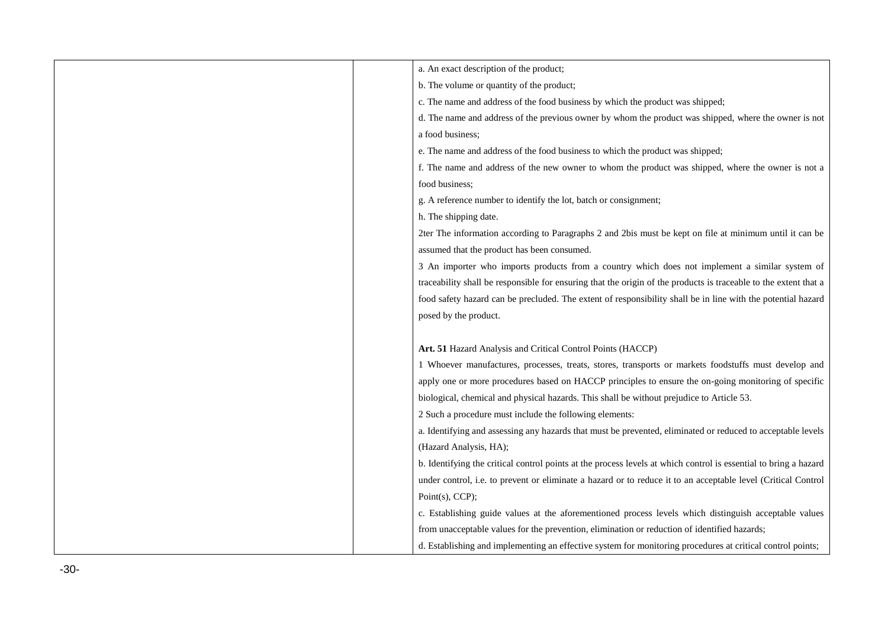a. An exact description of the product;

b. The volume or quantity of the product;

c. The name and address of the food business by which the product was shipped;

d. The name and address of the previous owner by whom the product was shipped, where the owner is not a food business;

e. The name and address of the food business to which the product was shipped;

f. The name and address of the new owner to whom the product was shipped, where the owner is not a food business;

g. A reference number to identify the lot, batch or consignment;

h. The shipping date.

2ter The information according to Paragraphs 2 and 2bis must be kept on file at minimum until it can be assumed that the product has been consumed.

3 An importer who imports products from a country which does not implement a similar system of traceability shall be responsible for ensuring that the origin of the products is traceable to the extent that a food safety hazard can be precluded. The extent of responsibility shall be in line with the potential hazard posed by the product.

**Art. 51** Hazard Analysis and Critical Control Points (HACCP)

1 Whoever manufactures, processes, treats, stores, transports or markets foodstuffs must develop and apply one or more procedures based on HACCP principles to ensure the on-going monitoring of specific biological, chemical and physical hazards. This shall be without prejudice to Article 53.

2 Such a procedure must include the following elements:

a. Identifying and assessing any hazards that must be prevented, eliminated or reduced to acceptable levels (Hazard Analysis, HA);

b. Identifying the critical control points at the process levels at which control is essential to bring a hazard under control, i.e. to prevent or eliminate a hazard or to reduce it to an acceptable level (Critical Control Point(s), CCP);

c. Establishing guide values at the aforementioned process levels which distinguish acceptable values from unacceptable values for the prevention, elimination or reduction of identified hazards;

d. Establishing and implementing an effective system for monitoring procedures at critical control points;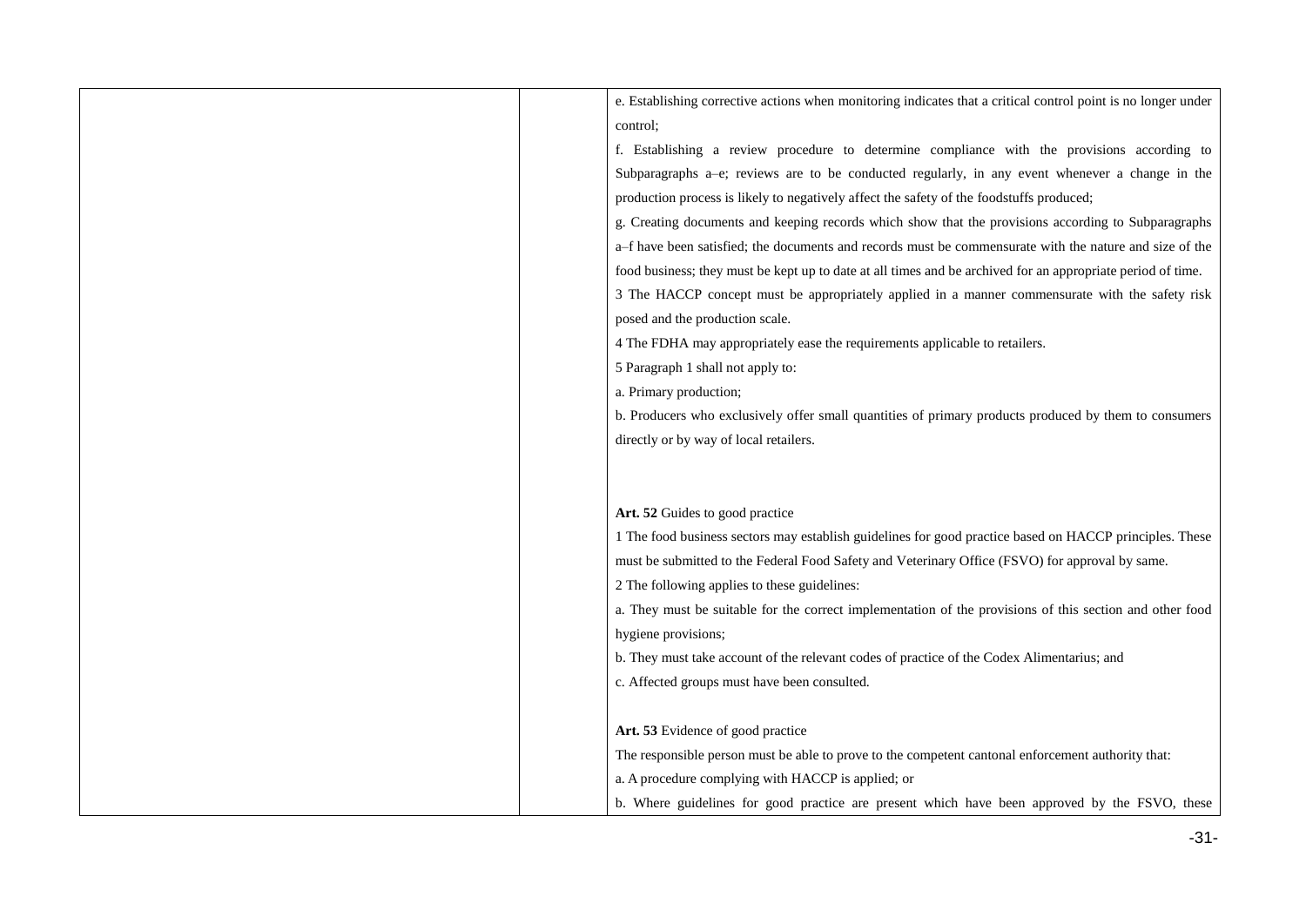e. Establishing corrective actions when monitoring indicates that a critical control point is no longer under control;

f. Establishing a review procedure to determine compliance with the provisions according to Subparagraphs a–e; reviews are to be conducted regularly, in any event whenever a change in the production process is likely to negatively affect the safety of the foodstuffs produced;

g. Creating documents and keeping records which show that the provisions according to Subparagraphs a–f have been satisfied; the documents and records must be commensurate with the nature and size of the food business; they must be kept up to date at all times and be archived for an appropriate period of time.

3 The HACCP concept must be appropriately applied in a manner commensurate with the safety risk posed and the production scale.

4 The FDHA may appropriately ease the requirements applicable to retailers.

5 Paragraph 1 shall not apply to:

a. Primary production;

b. Producers who exclusively offer small quantities of primary products produced by them to consumers directly or by way of local retailers.

**Art. 52** Guides to good practice

1 The food business sectors may establish guidelines for good practice based on HACCP principles. These must be submitted to the Federal Food Safety and Veterinary Office (FSVO) for approval by same.

2 The following applies to these guidelines:

a. They must be suitable for the correct implementation of the provisions of this section and other food hygiene provisions;

b. They must take account of the relevant codes of practice of the Codex Alimentarius; and

c. Affected groups must have been consulted.

**Art. 53** Evidence of good practice

The responsible person must be able to prove to the competent cantonal enforcement authority that:

a. A procedure complying with HACCP is applied; or

b. Where guidelines for good practice are present which have been approved by the FSVO, these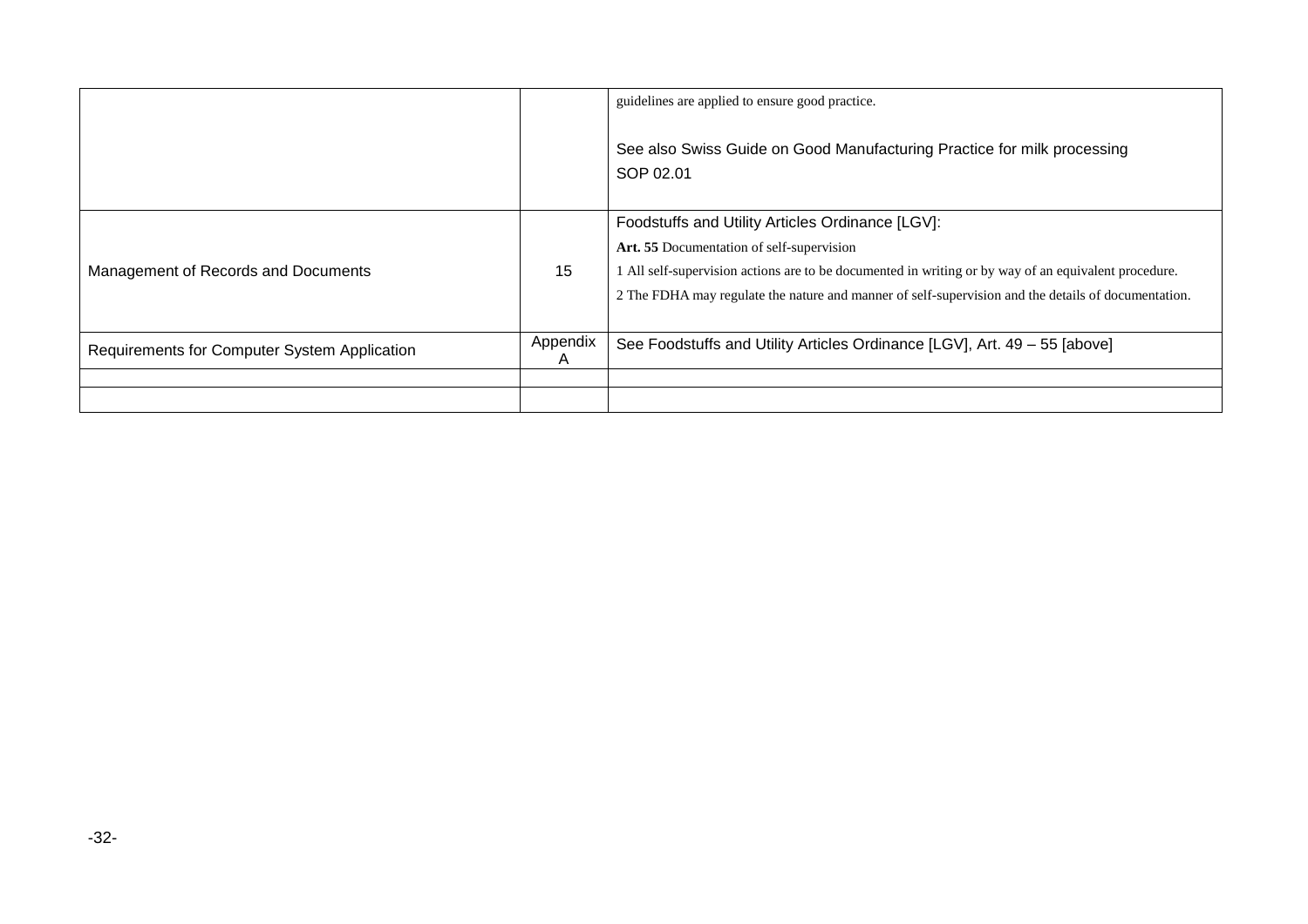| | | |
|---|---|---|
| | | guidelines are applied to ensure good practice.<br><br>See also Swiss Guide on Good Manufacturing Practice for milk processing<br>SOP 02.01 |
| Management of Records and Documents | 15 | Foodstuffs and Utility Articles Ordinance [LGV]:<br>**Art. 55** Documentation of self-supervision<br>1 All self-supervision actions are to be documented in writing or by way of an equivalent procedure.<br>2 The FDHA may regulate the nature and manner of self-supervision and the details of documentation. |
| Requirements for Computer System Application | Appendix A | See Foodstuffs and Utility Articles Ordinance [LGV], Art. 49 – 55 [above] |
| | | |
| | | |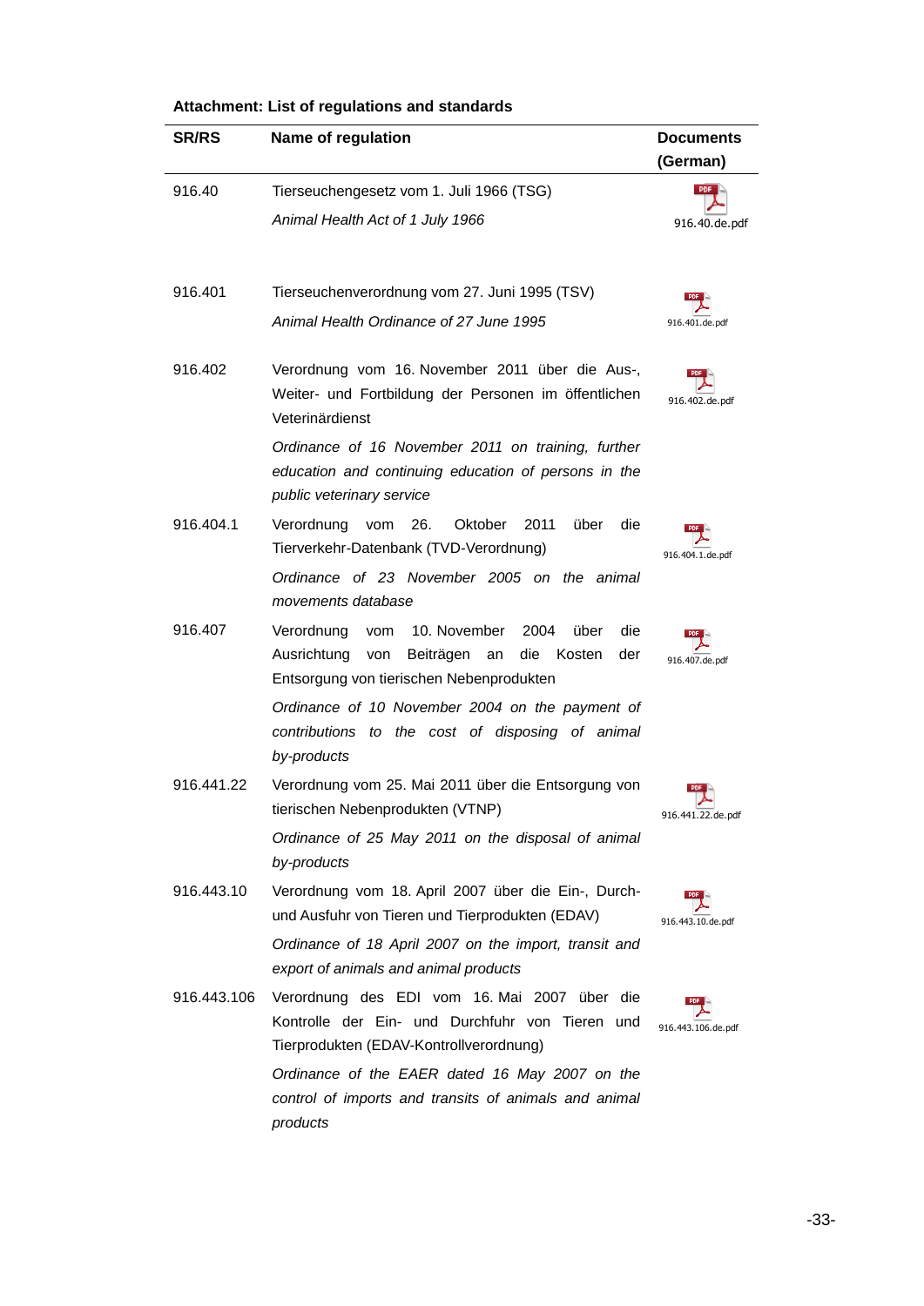**Attachment: List of regulations and standards**

| SR/RS | Name of regulation | Documents (German) |
|---|---|---|
| 916.40 | Tierseuchengesetz vom 1. Juli 1966 (TSG)<br>*Animal Health Act of 1 July 1966* | 916.40.de.pdf |
| 916.401 | Tierseuchenverordnung vom 27. Juni 1995 (TSV)<br>*Animal Health Ordinance of 27 June 1995* | 916.401.de.pdf |
| 916.402 | Verordnung vom 16. November 2011 über die Aus-, Weiter- und Fortbildung der Personen im öffentlichen Veterinärdienst<br>*Ordinance of 16 November 2011 on training, further education and continuing education of persons in the public veterinary service* | 916.402.de.pdf |
| 916.404.1 | Verordnung vom 26. Oktober 2011 über die Tierverkehr-Datenbank (TVD-Verordnung)<br>*Ordinance of 23 November 2005 on the animal movements database* | 916.404.1.de.pdf |
| 916.407 | Verordnung vom 10. November 2004 über die Ausrichtung von Beiträgen an die Kosten der Entsorgung von tierischen Nebenprodukten<br>*Ordinance of 10 November 2004 on the payment of contributions to the cost of disposing of animal by-products* | 916.407.de.pdf |
| 916.441.22 | Verordnung vom 25. Mai 2011 über die Entsorgung von tierischen Nebenprodukten (VTNP)<br>*Ordinance of 25 May 2011 on the disposal of animal by-products* | 916.441.22.de.pdf |
| 916.443.10 | Verordnung vom 18. April 2007 über die Ein-, Durch- und Ausfuhr von Tieren und Tierprodukten (EDAV)<br>*Ordinance of 18 April 2007 on the import, transit and export of animals and animal products* | 916.443.10.de.pdf |
| 916.443.106 | Verordnung des EDI vom 16. Mai 2007 über die Kontrolle der Ein- und Durchfuhr von Tieren und Tierprodukten (EDAV-Kontrollverordnung)<br>*Ordinance of the EAER dated 16 May 2007 on the control of imports and transits of animals and animal products* | 916.443.106.de.pdf |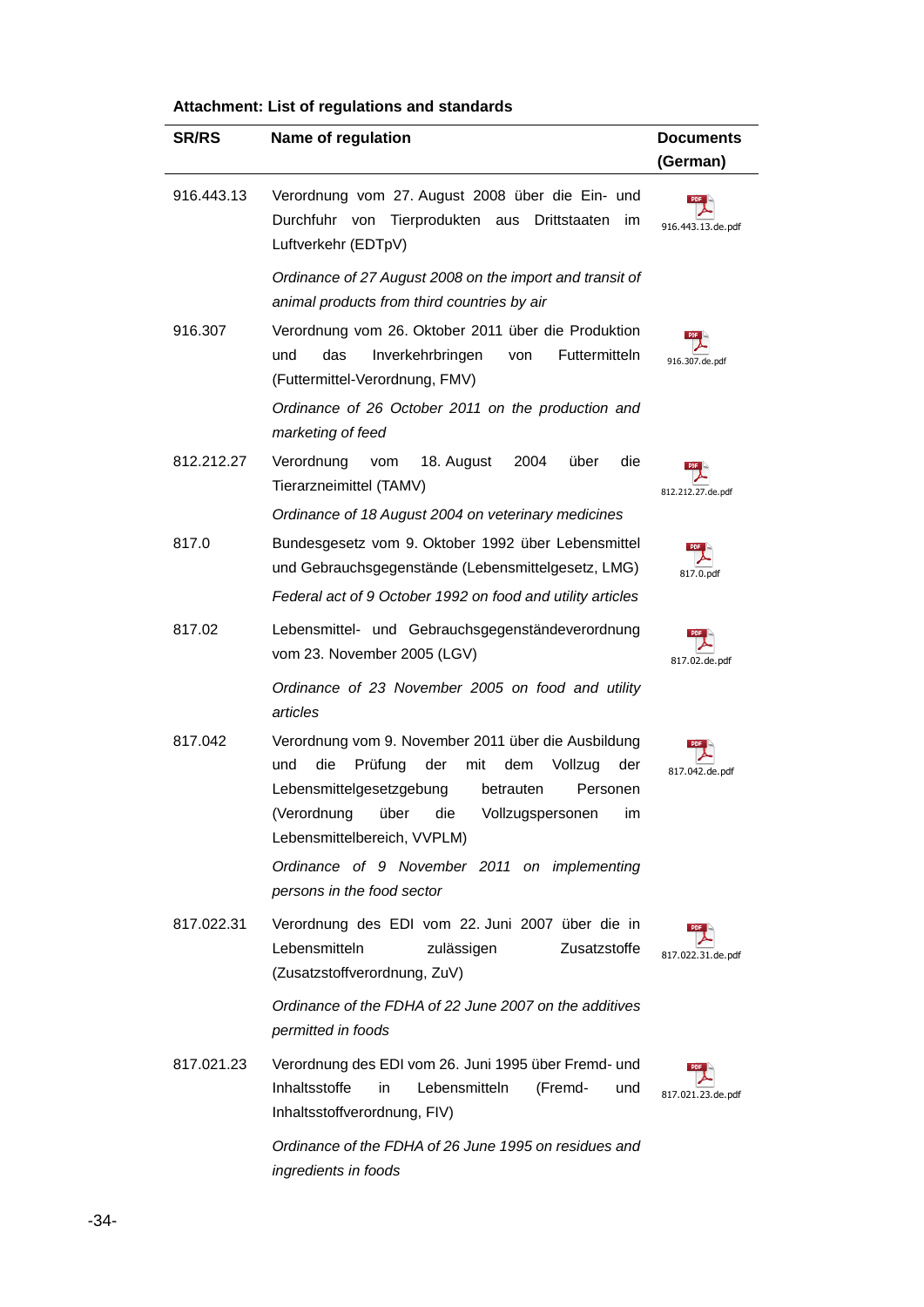**Attachment: List of regulations and standards**

| SR/RS | Name of regulation | Documents (German) |
|---|---|---|
| 916.443.13 | Verordnung vom 27. August 2008 über die Ein- und Durchfuhr von Tierprodukten aus Drittstaaten im Luftverkehr (EDTpV)<br>*Ordinance of 27 August 2008 on the import and transit of animal products from third countries by air* | 916.443.13.de.pdf |
| 916.307 | Verordnung vom 26. Oktober 2011 über die Produktion und das Inverkehrbringen von Futtermitteln (Futtermittel-Verordnung, FMV)<br>*Ordinance of 26 October 2011 on the production and marketing of feed* | 916.307.de.pdf |
| 812.212.27 | Verordnung vom 18. August 2004 über die Tierarzneimittel (TAMV)<br>*Ordinance of 18 August 2004 on veterinary medicines* | 812.212.27.de.pdf |
| 817.0 | Bundesgesetz vom 9. Oktober 1992 über Lebensmittel und Gebrauchsgegenstände (Lebensmittelgesetz, LMG)<br>*Federal act of 9 October 1992 on food and utility articles* | 817.0.pdf |
| 817.02 | Lebensmittel- und Gebrauchsgegenständeverordnung vom 23. November 2005 (LGV)<br>*Ordinance of 23 November 2005 on food and utility articles* | 817.02.de.pdf |
| 817.042 | Verordnung vom 9. November 2011 über die Ausbildung und die Prüfung der mit dem Vollzug der Lebensmittelgesetzgebung betrauten Personen (Verordnung über die Vollzugspersonen im Lebensmittelbereich, VVPLM)<br>*Ordinance of 9 November 2011 on implementing persons in the food sector* | 817.042.de.pdf |
| 817.022.31 | Verordnung des EDI vom 22. Juni 2007 über die in Lebensmitteln zulässigen Zusatzstoffe (Zusatzstoffverordnung, ZuV)<br>*Ordinance of the FDHA of 22 June 2007 on the additives permitted in foods* | 817.022.31.de.pdf |
| 817.021.23 | Verordnung des EDI vom 26. Juni 1995 über Fremd- und Inhaltsstoffe in Lebensmitteln (Fremd- und Inhaltsstoffverordnung, FIV)<br>*Ordinance of the FDHA of 26 June 1995 on residues and ingredients in foods* | 817.021.23.de.pdf |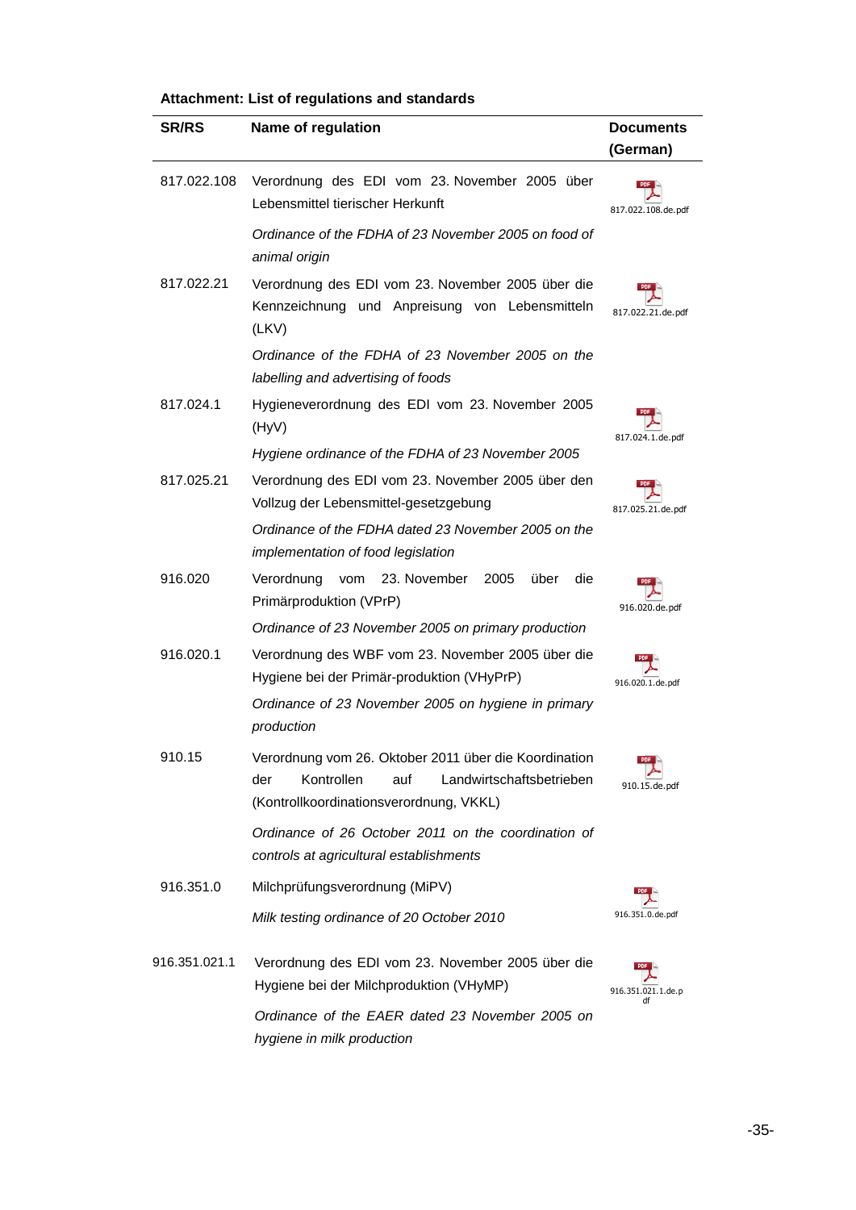**Attachment: List of regulations and standards**

| SR/RS | Name of regulation | Documents (German) |
|---|---|---|
| 817.022.108 | Verordnung des EDI vom 23. November 2005 über Lebensmittel tierischer Herkunft<br>*Ordinance of the FDHA of 23 November 2005 on food of animal origin* | 817.022.108.de.pdf |
| 817.022.21 | Verordnung des EDI vom 23. November 2005 über die Kennzeichnung und Anpreisung von Lebensmitteln (LKV)<br>*Ordinance of the FDHA of 23 November 2005 on the labelling and advertising of foods* | 817.022.21.de.pdf |
| 817.024.1 | Hygieneverordnung des EDI vom 23. November 2005 (HyV)<br>*Hygiene ordinance of the FDHA of 23 November 2005* | 817.024.1.de.pdf |
| 817.025.21 | Verordnung des EDI vom 23. November 2005 über den Vollzug der Lebensmittel-gesetzgebung<br>*Ordinance of the FDHA dated 23 November 2005 on the implementation of food legislation* | 817.025.21.de.pdf |
| 916.020 | Verordnung vom 23. November 2005 über die Primärproduktion (VPrP)<br>*Ordinance of 23 November 2005 on primary production* | 916.020.de.pdf |
| 916.020.1 | Verordnung des WBF vom 23. November 2005 über die Hygiene bei der Primär-produktion (VHyPrP)<br>*Ordinance of 23 November 2005 on hygiene in primary production* | 916.020.1.de.pdf |
| 910.15 | Verordnung vom 26. Oktober 2011 über die Koordination der Kontrollen auf Landwirtschaftsbetrieben (Kontrollkoordinationsverordnung, VKKL)<br>*Ordinance of 26 October 2011 on the coordination of controls at agricultural establishments* | 910.15.de.pdf |
| 916.351.0 | Milchprüfungsverordnung (MiPV)<br>*Milk testing ordinance of 20 October 2010* | 916.351.0.de.pdf |
| 916.351.021.1 | Verordnung des EDI vom 23. November 2005 über die Hygiene bei der Milchproduktion (VHyMP)<br>*Ordinance of the EAER dated 23 November 2005 on hygiene in milk production* | 916.351.021.1.de.pdf |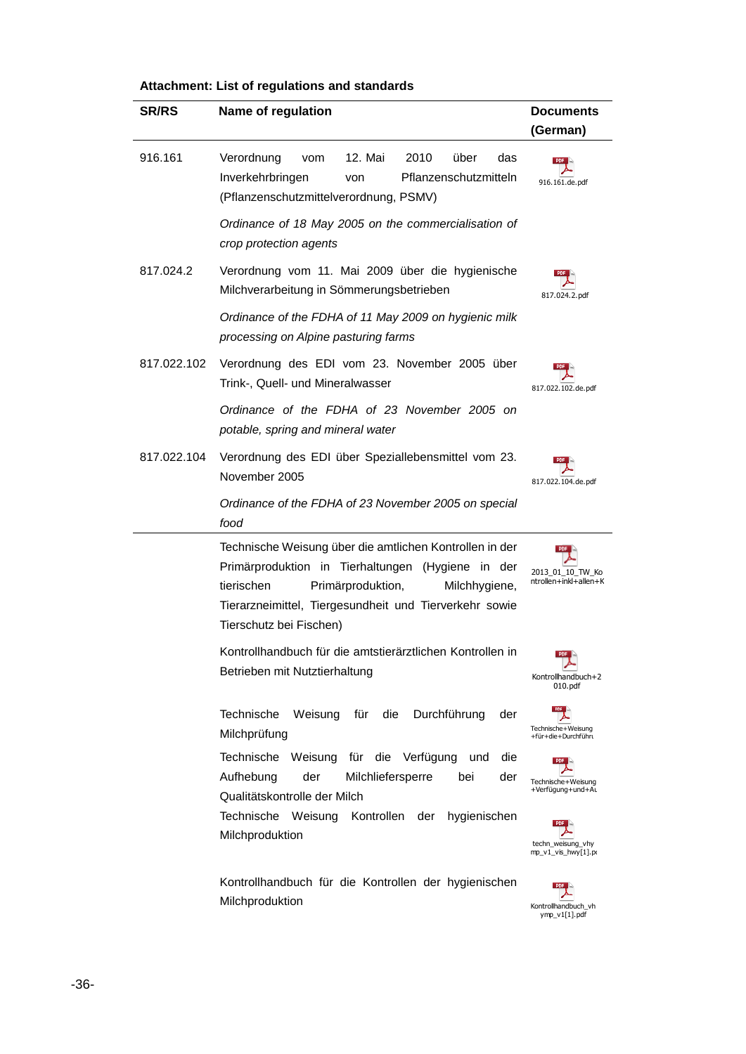**Attachment: List of regulations and standards**

| SR/RS | Name of regulation | Documents (German) |
|---|---|---|
| 916.161 | Verordnung vom 12. Mai 2010 über das Inverkehrbringen von Pflanzenschutzmitteln (Pflanzenschutzmittelverordnung, PSMV)<br><br>*Ordinance of 18 May 2005 on the commercialisation of crop protection agents* | 916.161.de.pdf |
| 817.024.2 | Verordnung vom 11. Mai 2009 über die hygienische Milchverarbeitung in Sömmerungsbetrieben<br><br>*Ordinance of the FDHA of 11 May 2009 on hygienic milk processing on Alpine pasturing farms* | 817.024.2.pdf |
| 817.022.102 | Verordnung des EDI vom 23. November 2005 über Trink-, Quell- und Mineralwasser<br><br>*Ordinance of the FDHA of 23 November 2005 on potable, spring and mineral water* | 817.022.102.de.pdf |
| 817.022.104 | Verordnung des EDI über Speziallebensmittel vom 23. November 2005<br><br>*Ordinance of the FDHA of 23 November 2005 on special food* | 817.022.104.de.pdf |
| | Technische Weisung über die amtlichen Kontrollen in der Primärproduktion in Tierhaltungen (Hygiene in der tierischen Primärproduktion, Milchhygiene, Tierarzneimittel, Tiergesundheit und Tierverkehr sowie Tierschutz bei Fischen) | 2013_01_10_TW_Kontrollen+inkl+allen+K |
| | Kontrollhandbuch für die amtstierärztlichen Kontrollen in Betrieben mit Nutztierhaltung | Kontrollhandbuch+2010.pdf |
| | Technische Weisung für die Durchführung der Milchprüfung | Technische+Weisung+für+die+Durchführu |
| | Technische Weisung für die Verfügung und die Aufhebung der Milchliefersperre bei der Qualitätskontrolle der Milch | Technische+Weisung+Verfügung+und+Au |
| | Technische Weisung Kontrollen der hygienischen Milchproduktion | techn_weisung_vhymp_v1_vis_hwy[1].pc |
| | Kontrollhandbuch für die Kontrollen der hygienischen Milchproduktion | Kontrollhandbuch_vhymp_v1[1].pdf |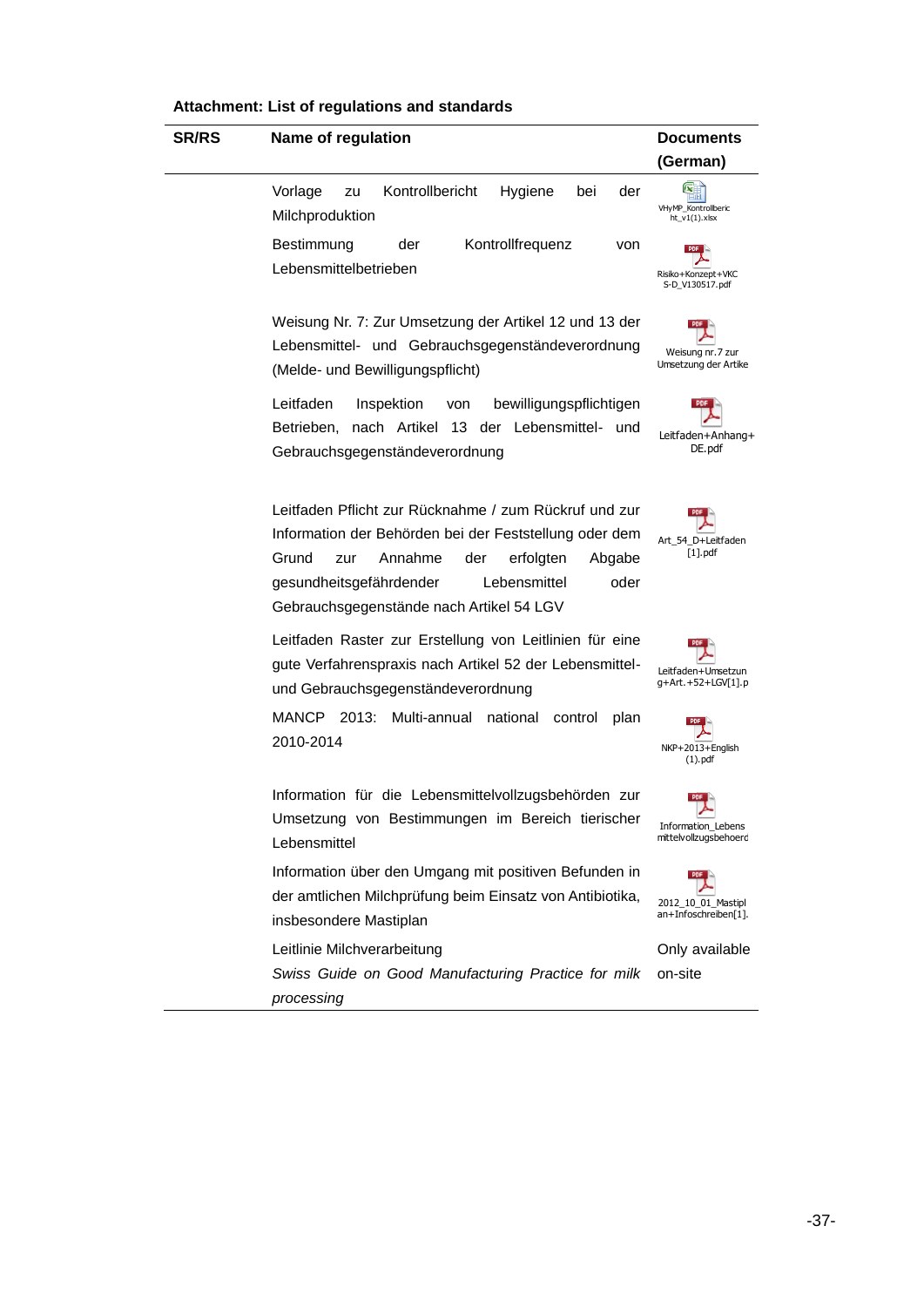**Attachment: List of regulations and standards**

| SR/RS | Name of regulation | Documents (German) |
|---|---|---|
| | Vorlage zu Kontrollbericht Hygiene bei der Milchproduktion | VHyMP_Kontrollbericht_v1(1).xlsx |
| | Bestimmung der Kontrollfrequenz von Lebensmittelbetrieben | Risiko+Konzept+VKCS-D_V130517.pdf |
| | Weisung Nr. 7: Zur Umsetzung der Artikel 12 und 13 der Lebensmittel- und Gebrauchsgegenständeverordnung (Melde- und Bewilligungspflicht) | Weisung nr.7 zur Umsetzung der Artike |
| | Leitfaden Inspektion von bewilligungspflichtigen Betrieben, nach Artikel 13 der Lebensmittel- und Gebrauchsgegenständeverordnung | Leitfaden+Anhang+DE.pdf |
| | Leitfaden Pflicht zur Rücknahme / zum Rückruf und zur Information der Behörden bei der Feststellung oder dem Grund zur Annahme der erfolgten Abgabe gesundheitsgefährdender Lebensmittel oder Gebrauchsgegenstände nach Artikel 54 LGV | Art_54_D+Leitfaden[1].pdf |
| | Leitfaden Raster zur Erstellung von Leitlinien für eine gute Verfahrenspraxis nach Artikel 52 der Lebensmittel- und Gebrauchsgegenständeverordnung | Leitfaden+Umsetzung+Art.+52+LGV[1].p |
| | MANCP 2013: Multi-annual national control plan 2010-2014 | NKP+2013+English(1).pdf |
| | Information für die Lebensmittelvollzugsbehörden zur Umsetzung von Bestimmungen im Bereich tierischer Lebensmittel | Information_Lebensmittelvollzugsbehoerd |
| | Information über den Umgang mit positiven Befunden in der amtlichen Milchprüfung beim Einsatz von Antibiotika, insbesondere Mastiplan | 2012_10_01_Mastiplan+Infoschreiben[1]. |
| | Leitlinie Milchverarbeitung<br>*Swiss Guide on Good Manufacturing Practice for milk processing* | Only available on-site |